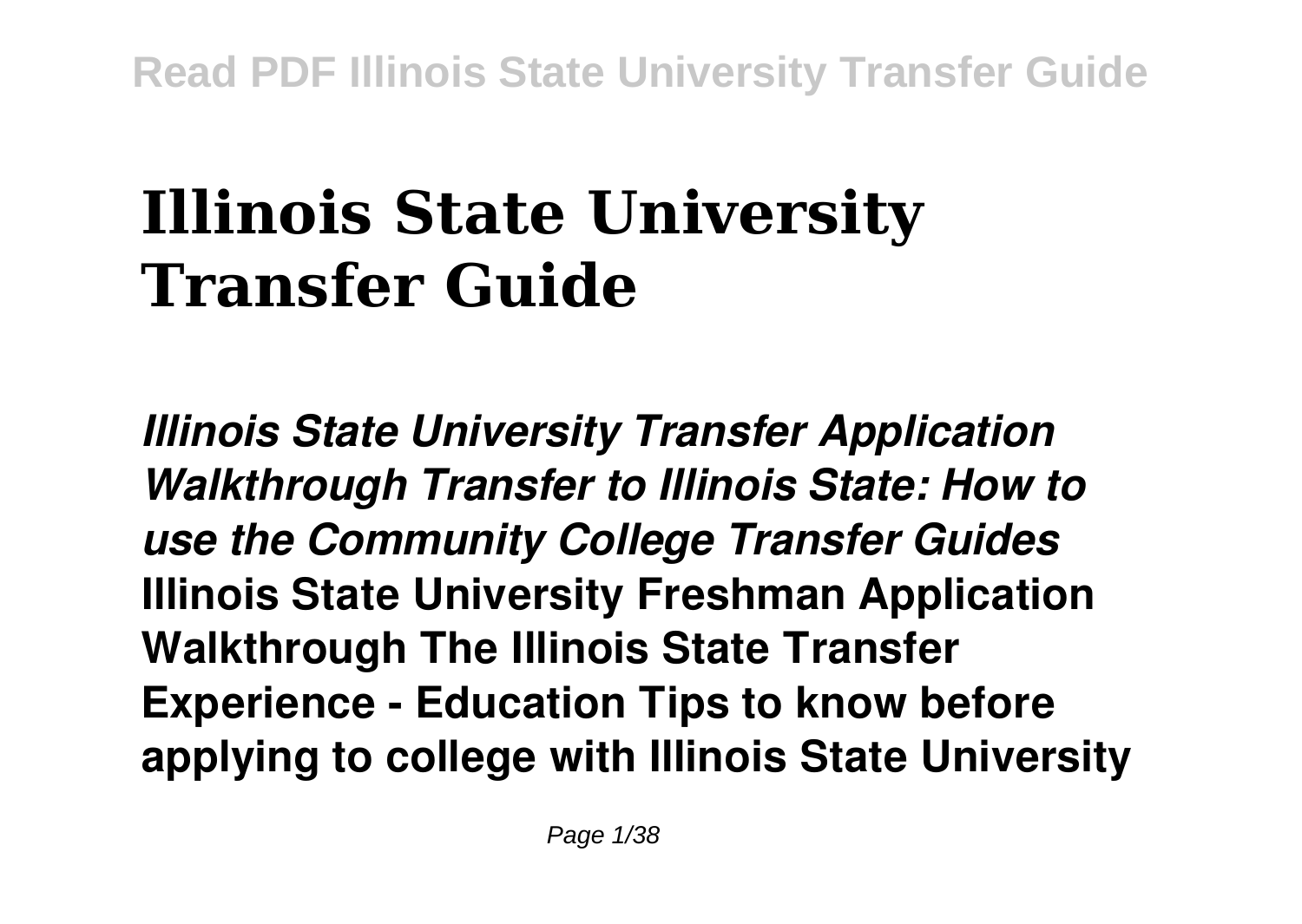# Illinois State University Transfer Guide

***Illinois State University Transfer Application Walkthrough Transfer to Illinois State: How to use the Community College Transfer Guides*** **Illinois State University Freshman Application Walkthrough The Illinois State Transfer Experience - Education Tips to know before applying to college with Illinois State University**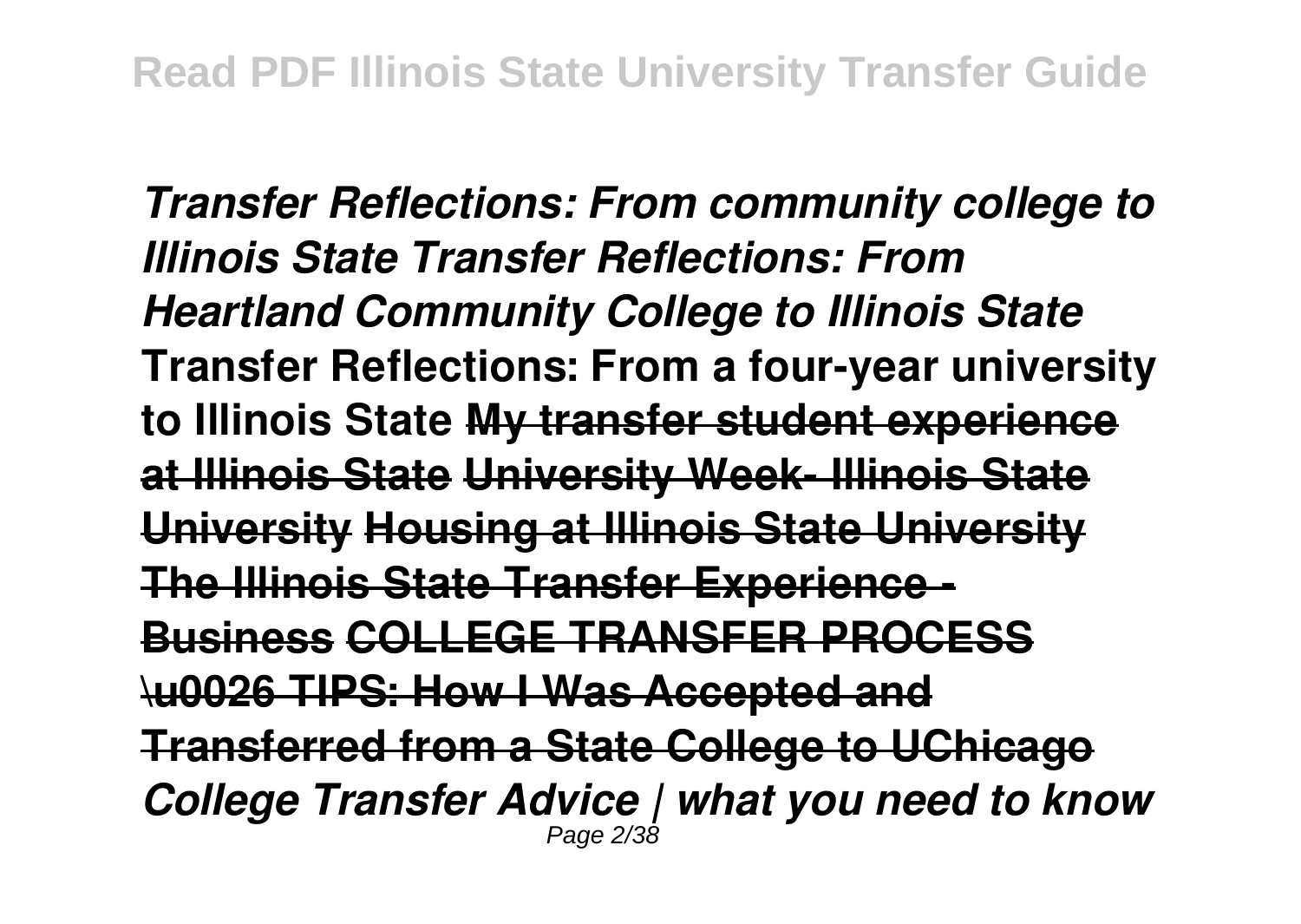*Transfer Reflections: From community college to Illinois State Transfer Reflections: From Heartland Community College to Illinois State* **Transfer Reflections: From a four-year university to Illinois State** **~~My transfer student experience at Illinois State~~** **~~University Week- Illinois State University~~** **~~Housing at Illinois State University~~** **~~The Illinois State Transfer Experience - Business~~** **~~COLLEGE TRANSFER PROCESS \u0026 TIPS: How I Was Accepted and Transferred from a State College to UChicago~~** *College Transfer Advice | what you need to know*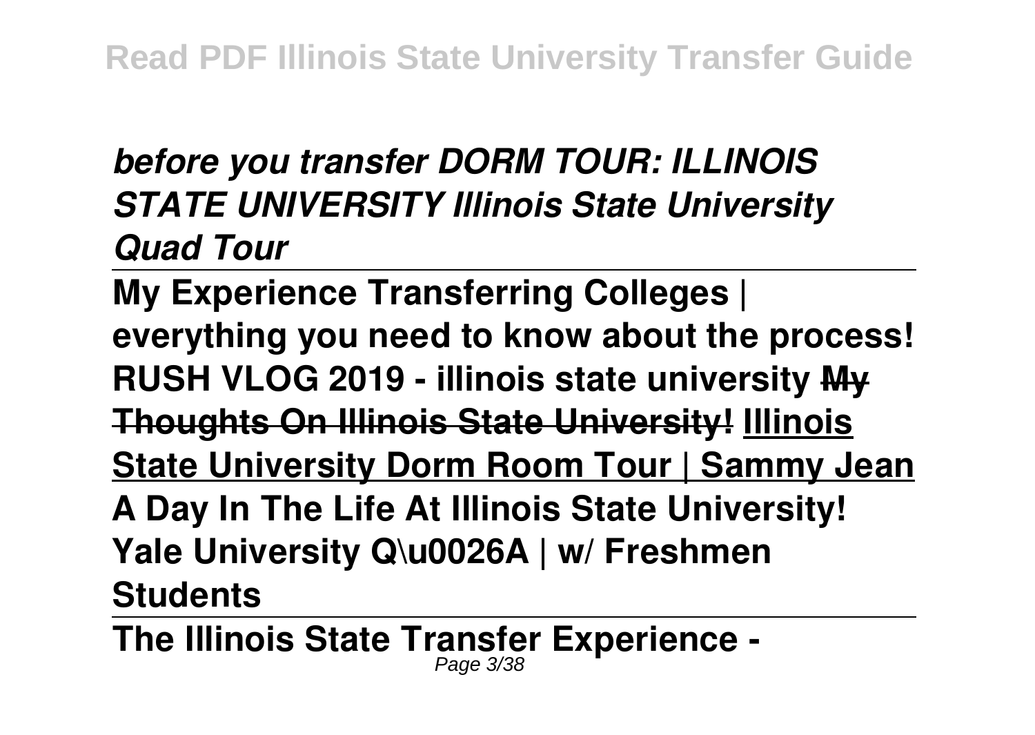***before you transfer DORM TOUR: ILLINOIS STATE UNIVERSITY Illinois State University Quad Tour***

---

**My Experience Transferring Colleges | everything you need to know about the process! RUSH VLOG 2019 - illinois state university ~~My Thoughts On Illinois State University!~~ <u>Illinois State University Dorm Room Tour | Sammy Jean</u> A Day In The Life At Illinois State University! Yale University Q\u0026A | w/ Freshmen Students**

---

**The Illinois State Transfer Experience -**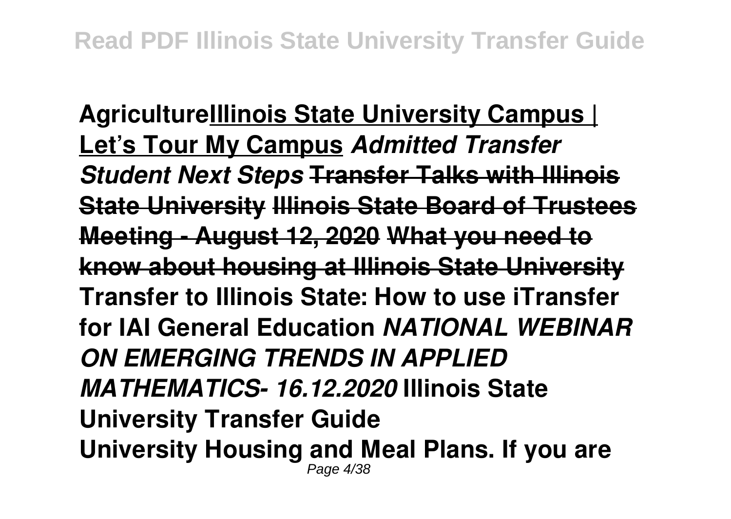**Agriculture**<u>**Illinois State University Campus | Let's Tour My Campus**</u> ***Admitted Transfer Student Next Steps*** **~~Transfer Talks with Illinois State University~~** **~~Illinois State Board of Trustees Meeting - August 12, 2020~~** **~~What you need to know about housing at Illinois State University~~** **Transfer to Illinois State: How to use iTransfer for IAI General Education** ***NATIONAL WEBINAR ON EMERGING TRENDS IN APPLIED MATHEMATICS- 16.12.2020*** **Illinois State University Transfer Guide**

**University Housing and Meal Plans. If you are**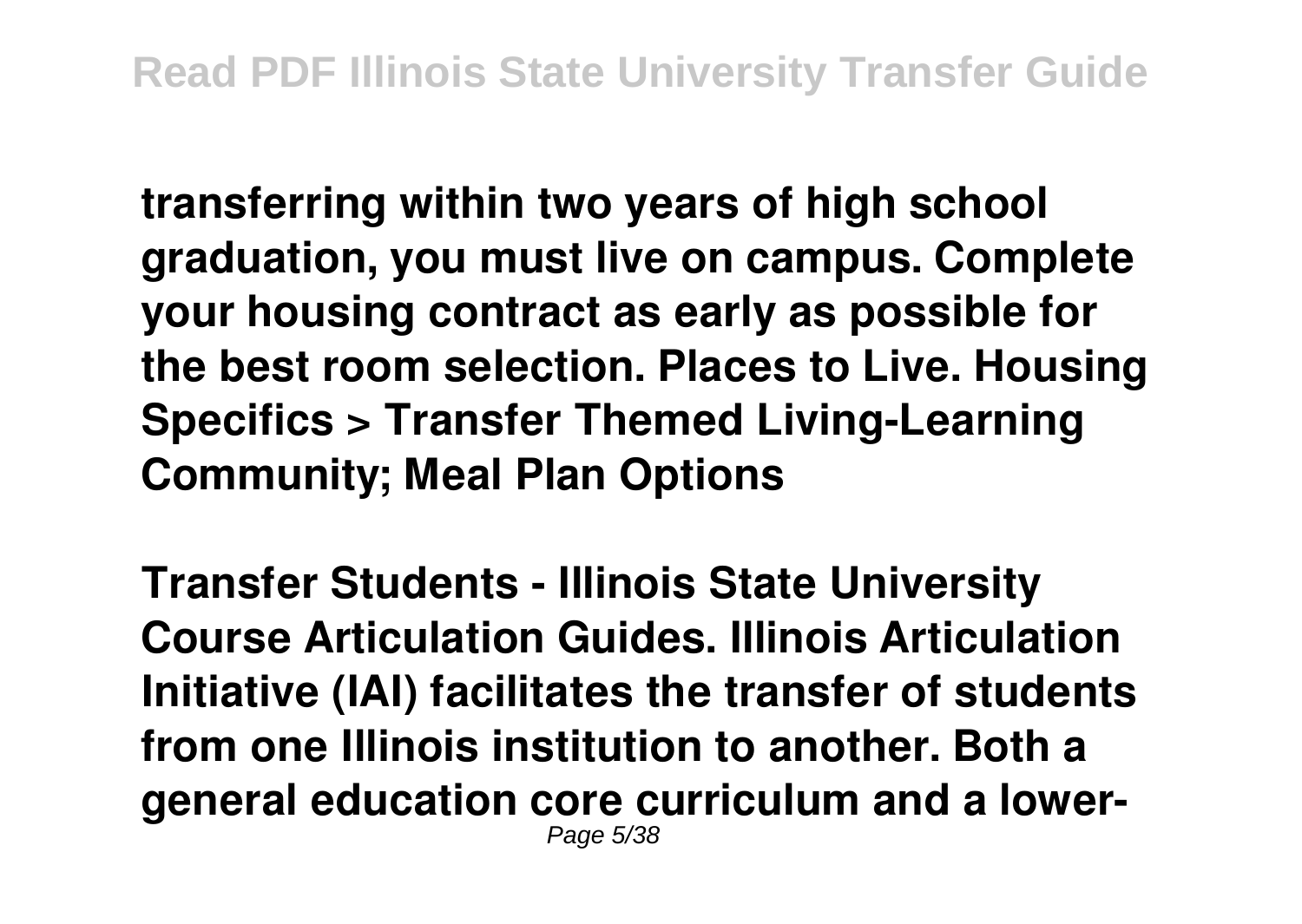**transferring within two years of high school graduation, you must live on campus. Complete your housing contract as early as possible for the best room selection. Places to Live. Housing Specifics > Transfer Themed Living-Learning Community; Meal Plan Options**

**Transfer Students - Illinois State University Course Articulation Guides. Illinois Articulation Initiative (IAI) facilitates the transfer of students from one Illinois institution to another. Both a general education core curriculum and a lower-**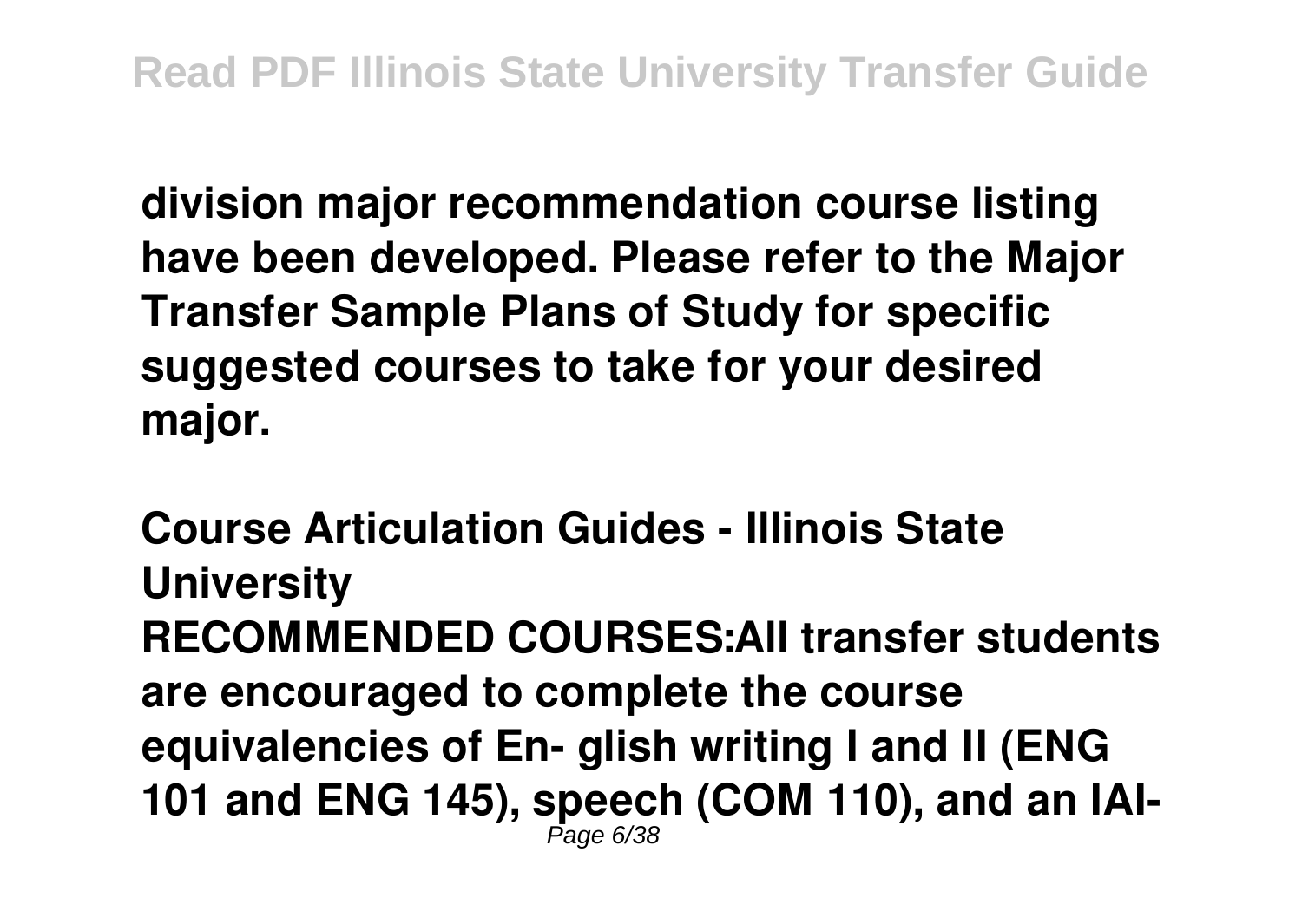**division major recommendation course listing have been developed. Please refer to the Major Transfer Sample Plans of Study for specific suggested courses to take for your desired major.**

**Course Articulation Guides - Illinois State University**

**RECOMMENDED COURSES:All transfer students are encouraged to complete the course equivalencies of En- glish writing I and II (ENG 101 and ENG 145), speech (COM 110), and an IAI-**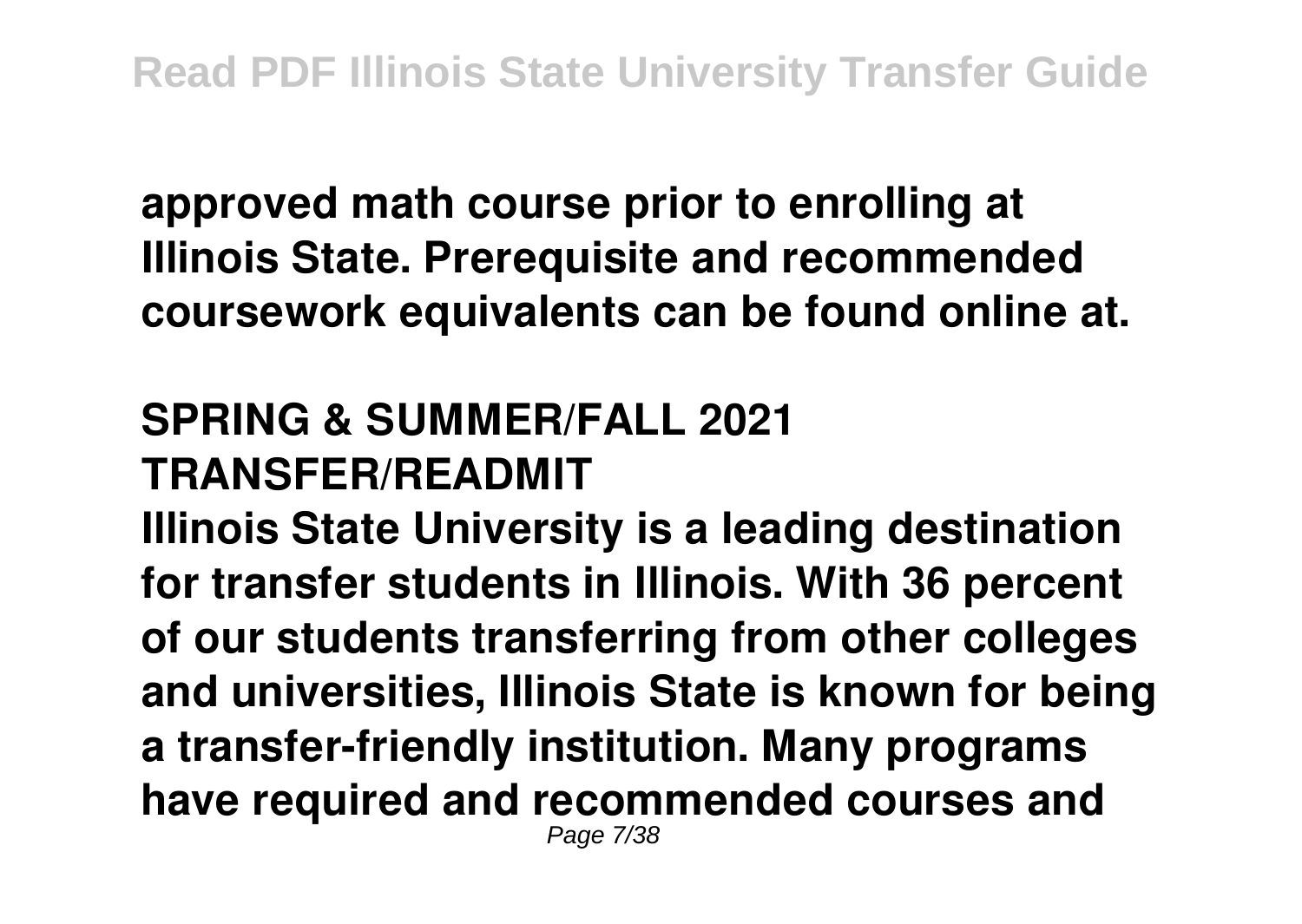**approved math course prior to enrolling at Illinois State. Prerequisite and recommended coursework equivalents can be found online at.**

## SPRING & SUMMER/FALL 2021 TRANSFER/READMIT

**Illinois State University is a leading destination for transfer students in Illinois. With 36 percent of our students transferring from other colleges and universities, Illinois State is known for being a transfer-friendly institution. Many programs have required and recommended courses and**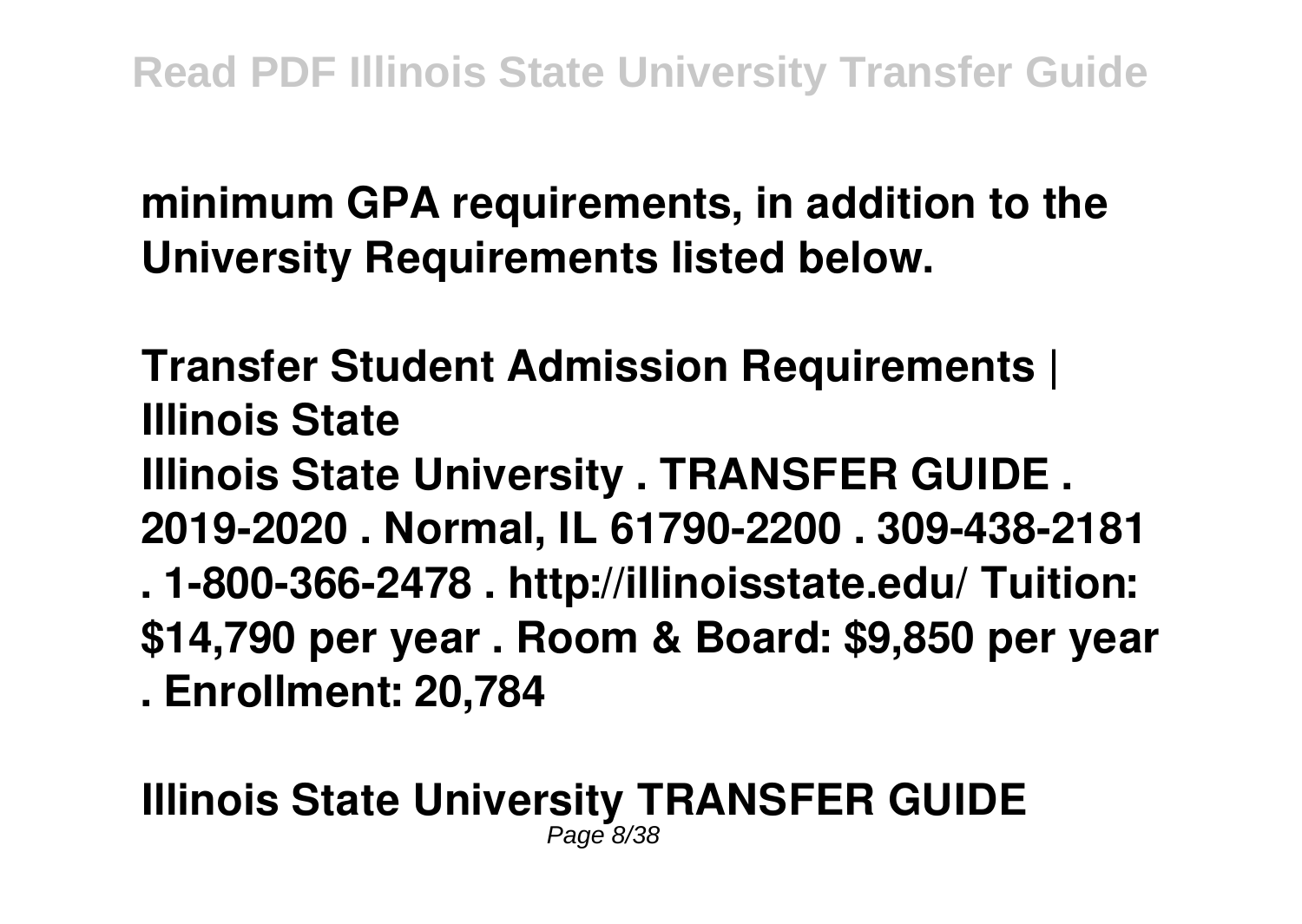**minimum GPA requirements, in addition to the University Requirements listed below.**

**Transfer Student Admission Requirements | Illinois State**

**Illinois State University . TRANSFER GUIDE . 2019-2020 . Normal, IL 61790-2200 . 309-438-2181 . 1-800-366-2478 . http://illinoisstate.edu/ Tuition: $14,790 per year . Room & Board: $9,850 per year . Enrollment: 20,784**

**Illinois State University TRANSFER GUIDE**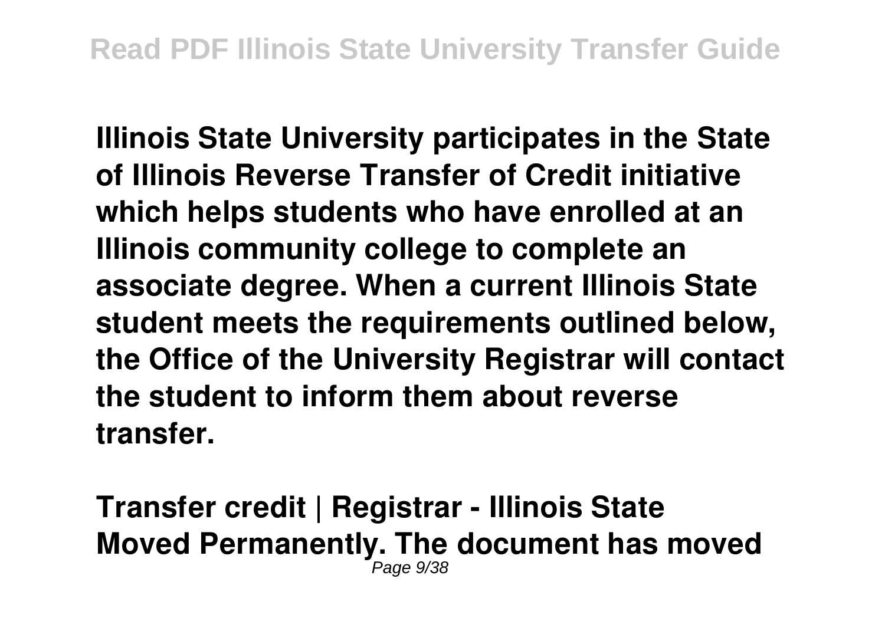**Illinois State University participates in the State of Illinois Reverse Transfer of Credit initiative which helps students who have enrolled at an Illinois community college to complete an associate degree. When a current Illinois State student meets the requirements outlined below, the Office of the University Registrar will contact the student to inform them about reverse transfer.**

**Transfer credit | Registrar - Illinois State**
**Moved Permanently. The document has moved**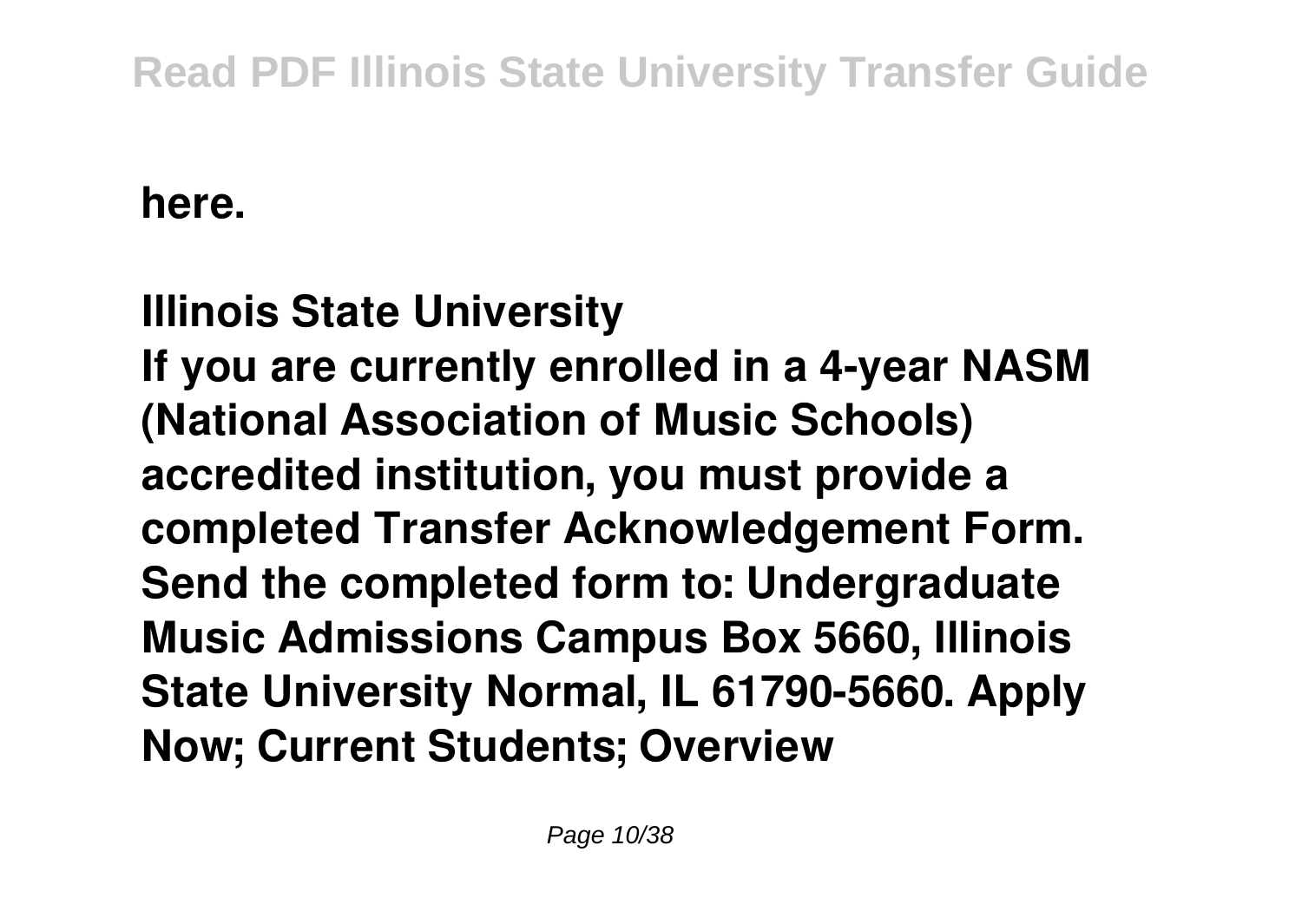**here.**

**Illinois State University**

**If you are currently enrolled in a 4-year NASM (National Association of Music Schools) accredited institution, you must provide a completed Transfer Acknowledgement Form. Send the completed form to: Undergraduate Music Admissions Campus Box 5660, Illinois State University Normal, IL 61790-5660. Apply Now; Current Students; Overview**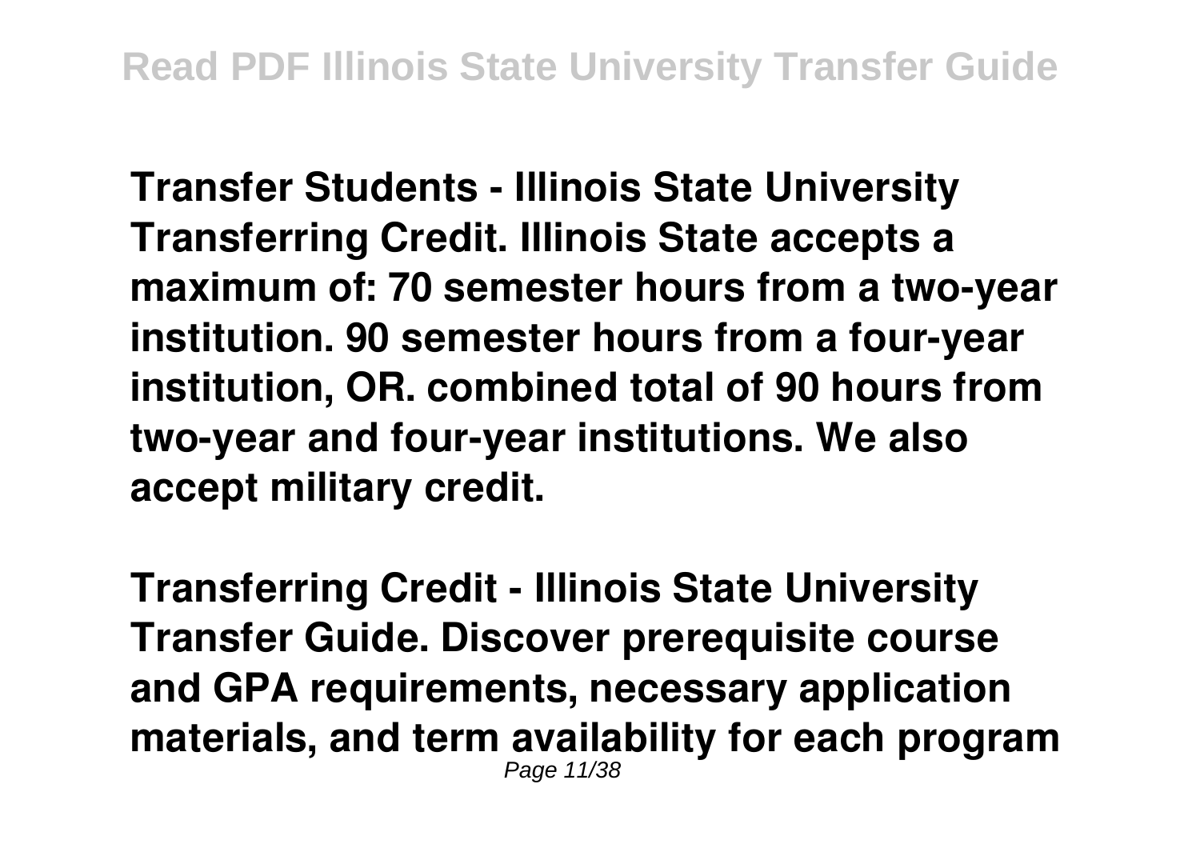**Transfer Students - Illinois State University**
**Transferring Credit. Illinois State accepts a maximum of: 70 semester hours from a two-year institution. 90 semester hours from a four-year institution, OR. combined total of 90 hours from two-year and four-year institutions. We also accept military credit.**

**Transferring Credit - Illinois State University**
**Transfer Guide. Discover prerequisite course and GPA requirements, necessary application materials, and term availability for each program**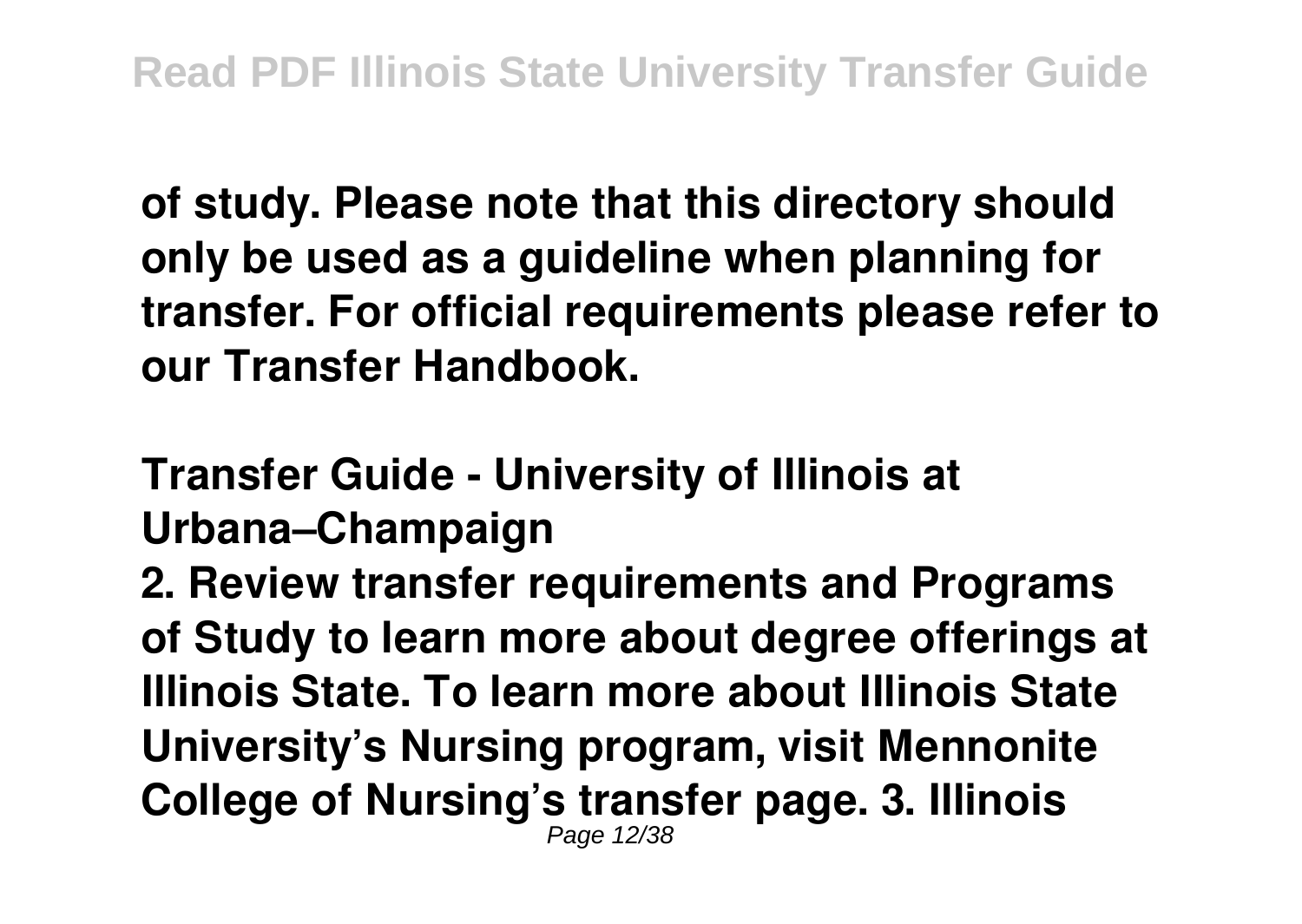**of study. Please note that this directory should only be used as a guideline when planning for transfer. For official requirements please refer to our Transfer Handbook.**

## Transfer Guide - University of Illinois at Urbana–Champaign

**2. Review transfer requirements and Programs of Study to learn more about degree offerings at Illinois State. To learn more about Illinois State University's Nursing program, visit Mennonite College of Nursing's transfer page. 3. Illinois**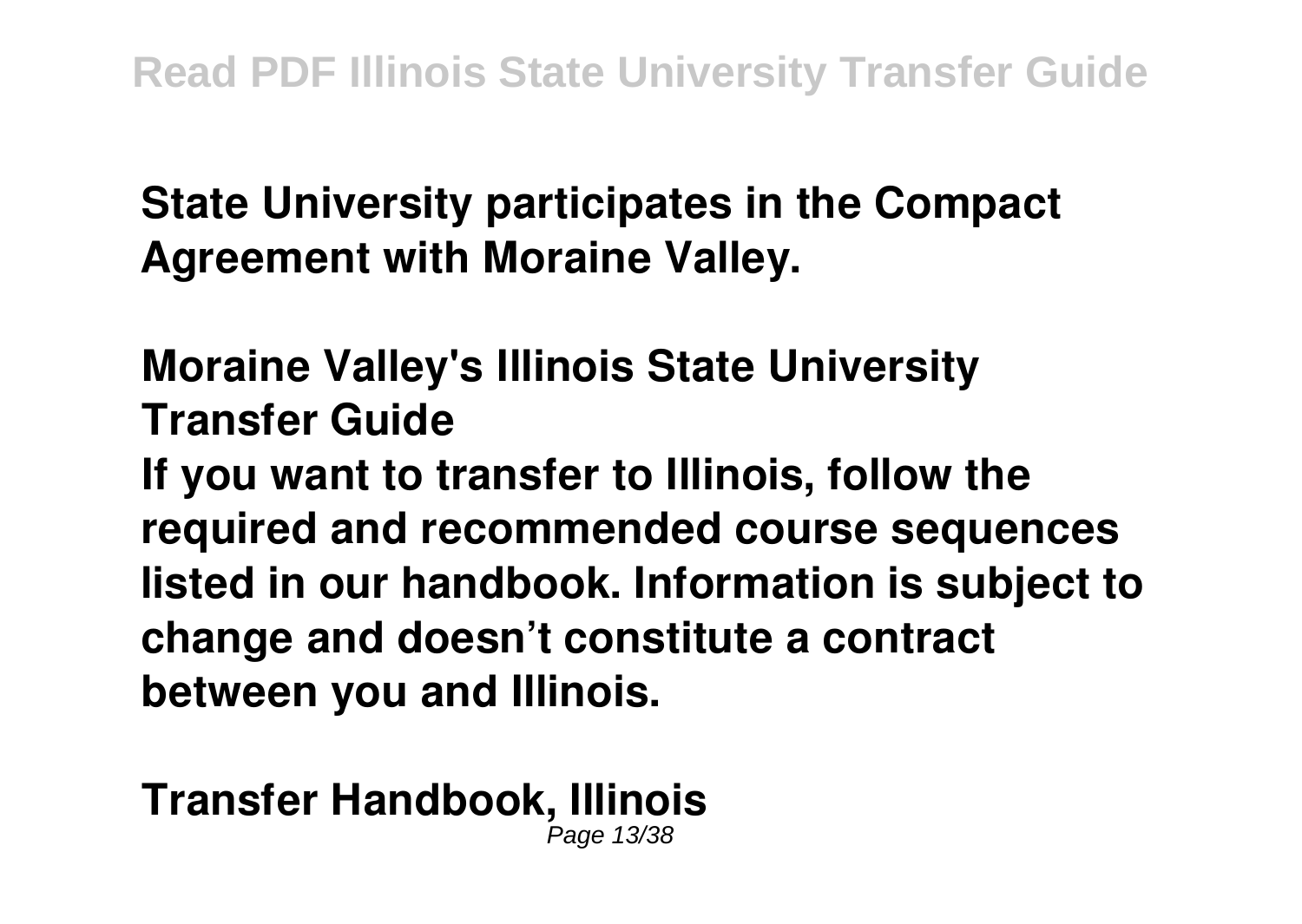**State University participates in the Compact Agreement with Moraine Valley.**

**Moraine Valley's Illinois State University Transfer Guide**

**If you want to transfer to Illinois, follow the required and recommended course sequences listed in our handbook. Information is subject to change and doesn't constitute a contract between you and Illinois.**

**Transfer Handbook, Illinois**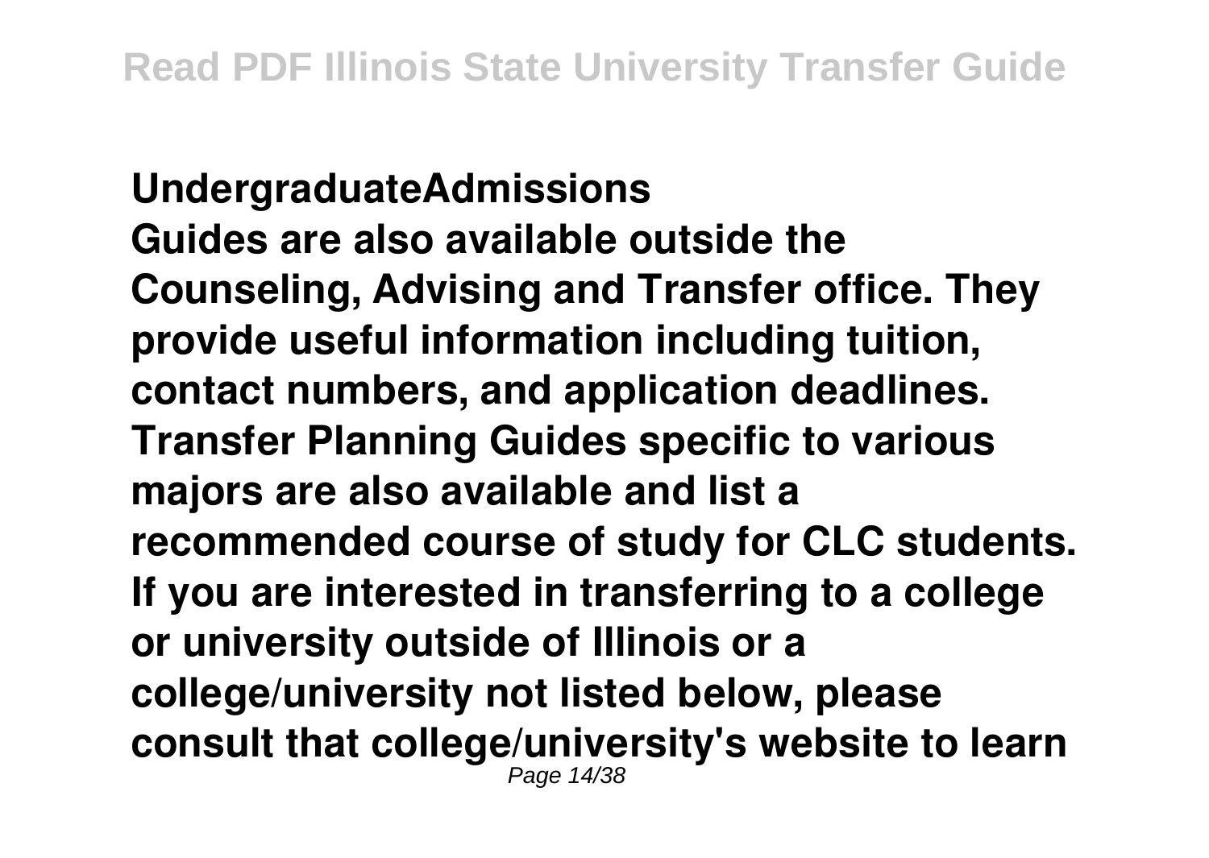**UndergraduateAdmissions**

**Guides are also available outside the Counseling, Advising and Transfer office. They provide useful information including tuition, contact numbers, and application deadlines. Transfer Planning Guides specific to various majors are also available and list a recommended course of study for CLC students. If you are interested in transferring to a college or university outside of Illinois or a college/university not listed below, please consult that college/university's website to learn**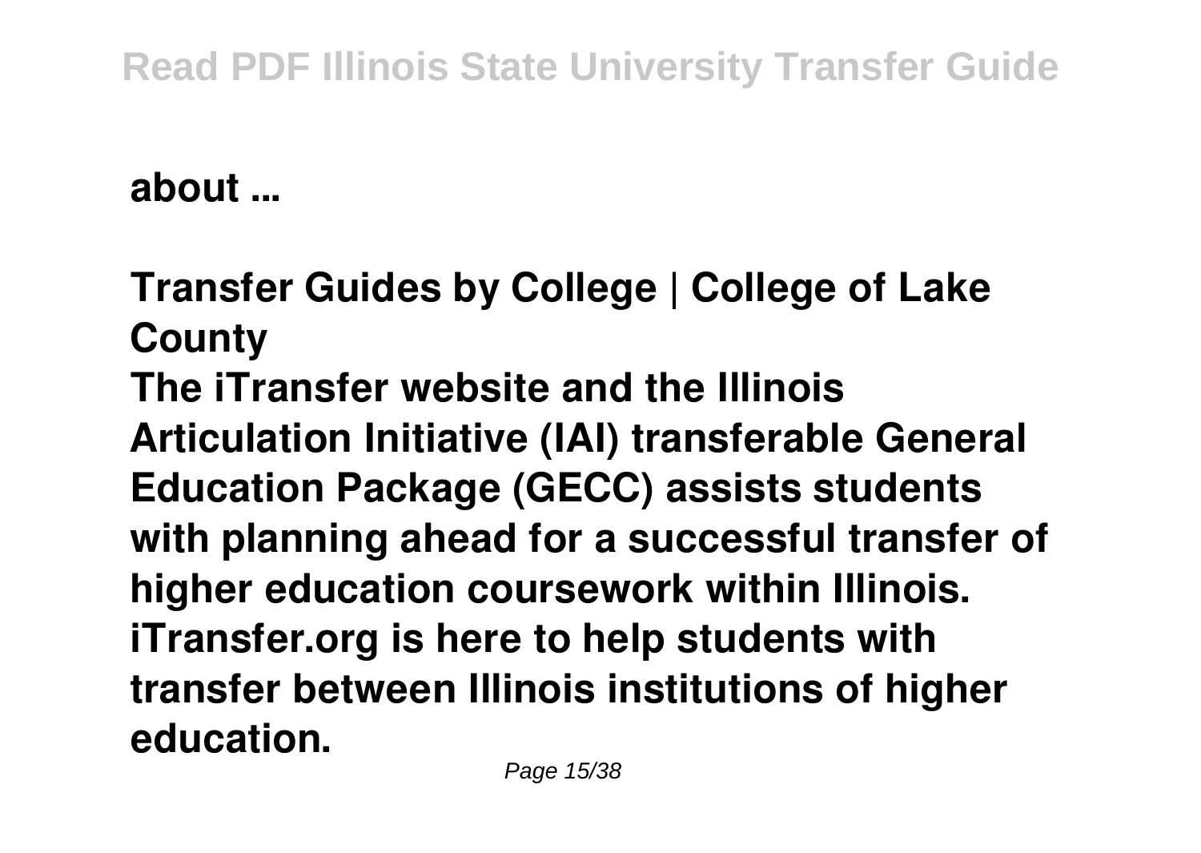**about ...**

**Transfer Guides by College | College of Lake County**

**The iTransfer website and the Illinois Articulation Initiative (IAI) transferable General Education Package (GECC) assists students with planning ahead for a successful transfer of higher education coursework within Illinois. iTransfer.org is here to help students with transfer between Illinois institutions of higher education.**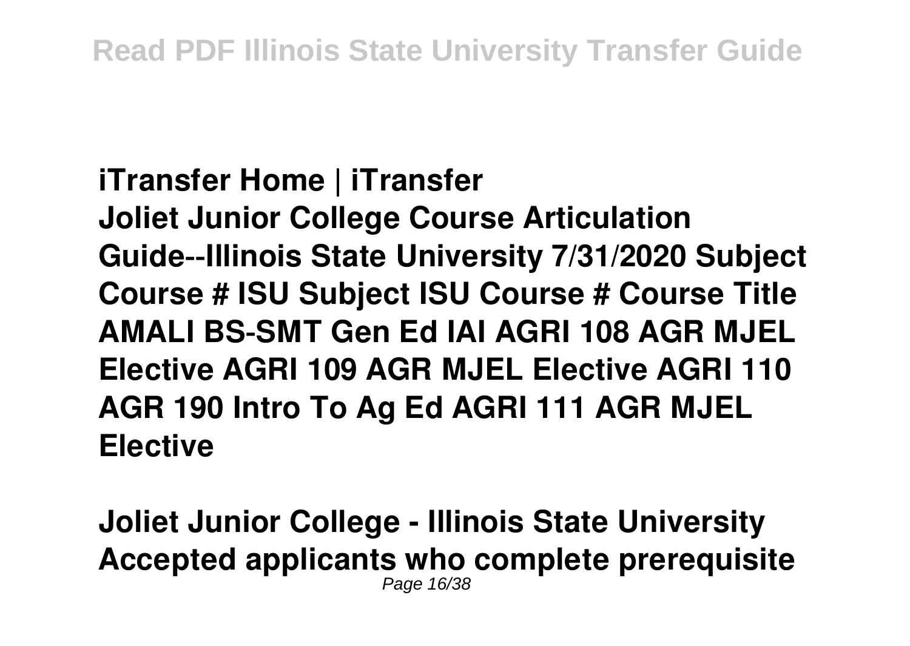**iTransfer Home | iTransfer**

**Joliet Junior College Course Articulation Guide--Illinois State University 7/31/2020 Subject Course # ISU Subject ISU Course # Course Title AMALI BS-SMT Gen Ed IAI AGRI 108 AGR MJEL Elective AGRI 109 AGR MJEL Elective AGRI 110 AGR 190 Intro To Ag Ed AGRI 111 AGR MJEL Elective**

**Joliet Junior College - Illinois State University**

**Accepted applicants who complete prerequisite**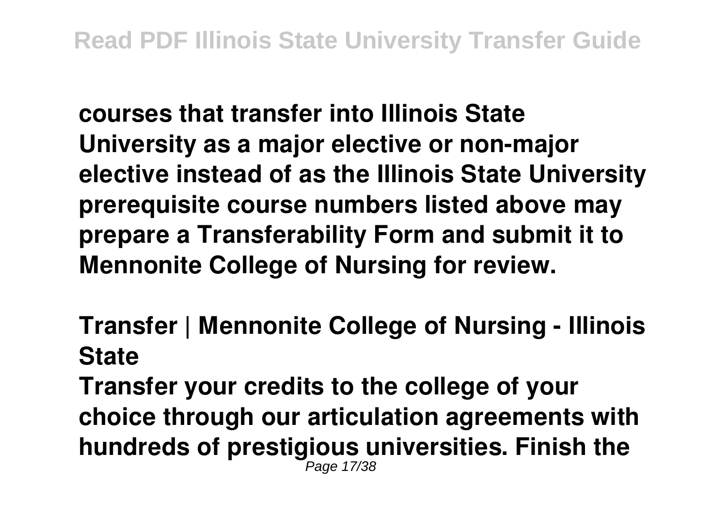**courses that transfer into Illinois State University as a major elective or non-major elective instead of as the Illinois State University prerequisite course numbers listed above may prepare a Transferability Form and submit it to Mennonite College of Nursing for review.**

**Transfer | Mennonite College of Nursing - Illinois State**

**Transfer your credits to the college of your choice through our articulation agreements with hundreds of prestigious universities. Finish the**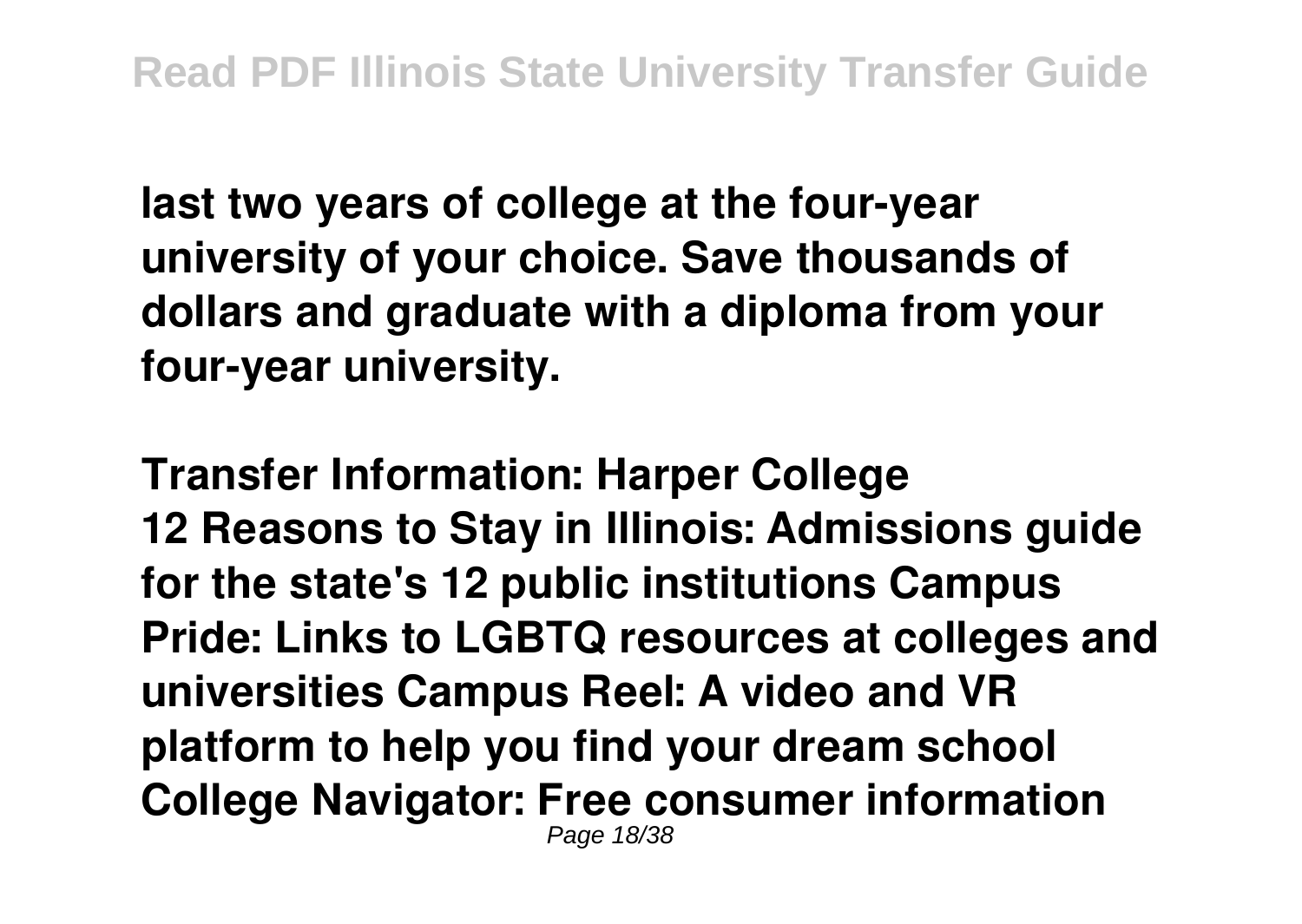**last two years of college at the four-year university of your choice. Save thousands of dollars and graduate with a diploma from your four-year university.**

**Transfer Information: Harper College**

**12 Reasons to Stay in Illinois: Admissions guide for the state's 12 public institutions Campus Pride: Links to LGBTQ resources at colleges and universities Campus Reel: A video and VR platform to help you find your dream school College Navigator: Free consumer information**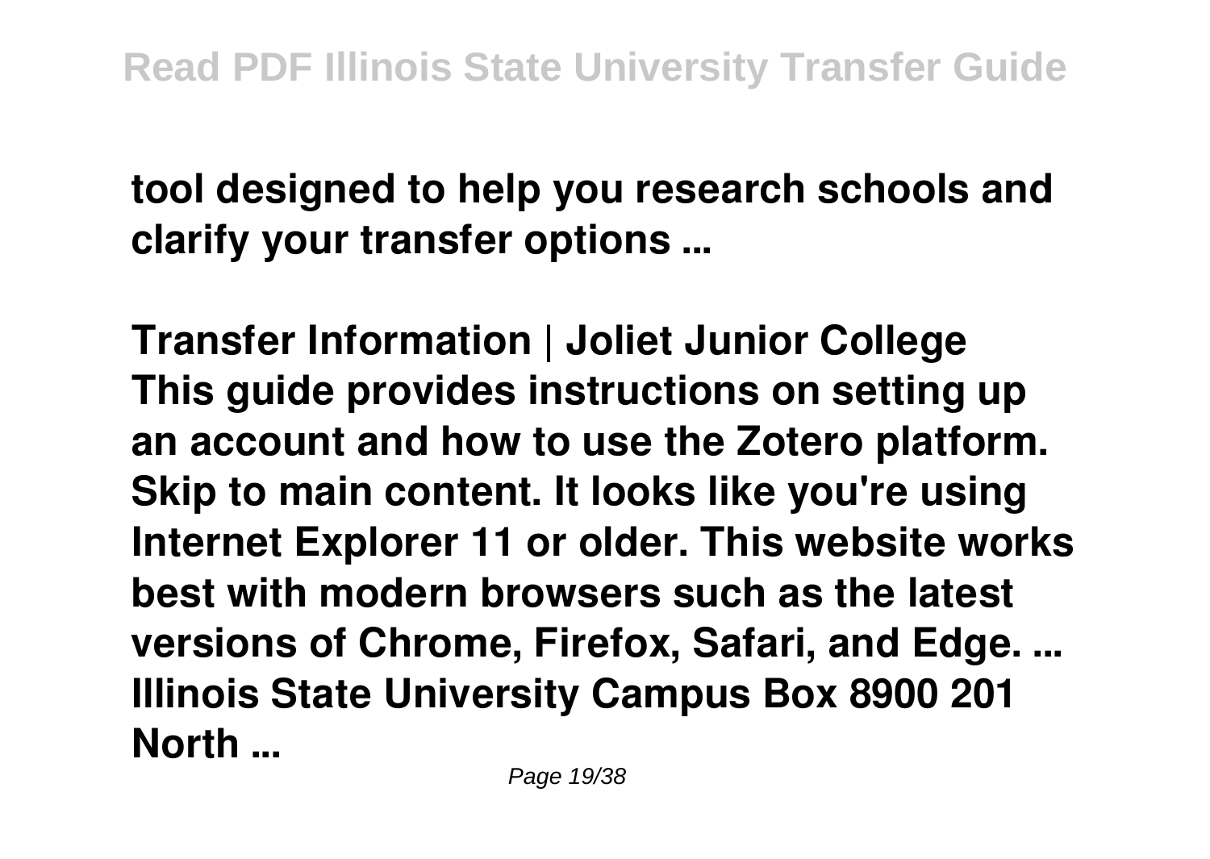**tool designed to help you research schools and clarify your transfer options ...**

**Transfer Information | Joliet Junior College**
**This guide provides instructions on setting up an account and how to use the Zotero platform. Skip to main content. It looks like you're using Internet Explorer 11 or older. This website works best with modern browsers such as the latest versions of Chrome, Firefox, Safari, and Edge. ... Illinois State University Campus Box 8900 201 North ...**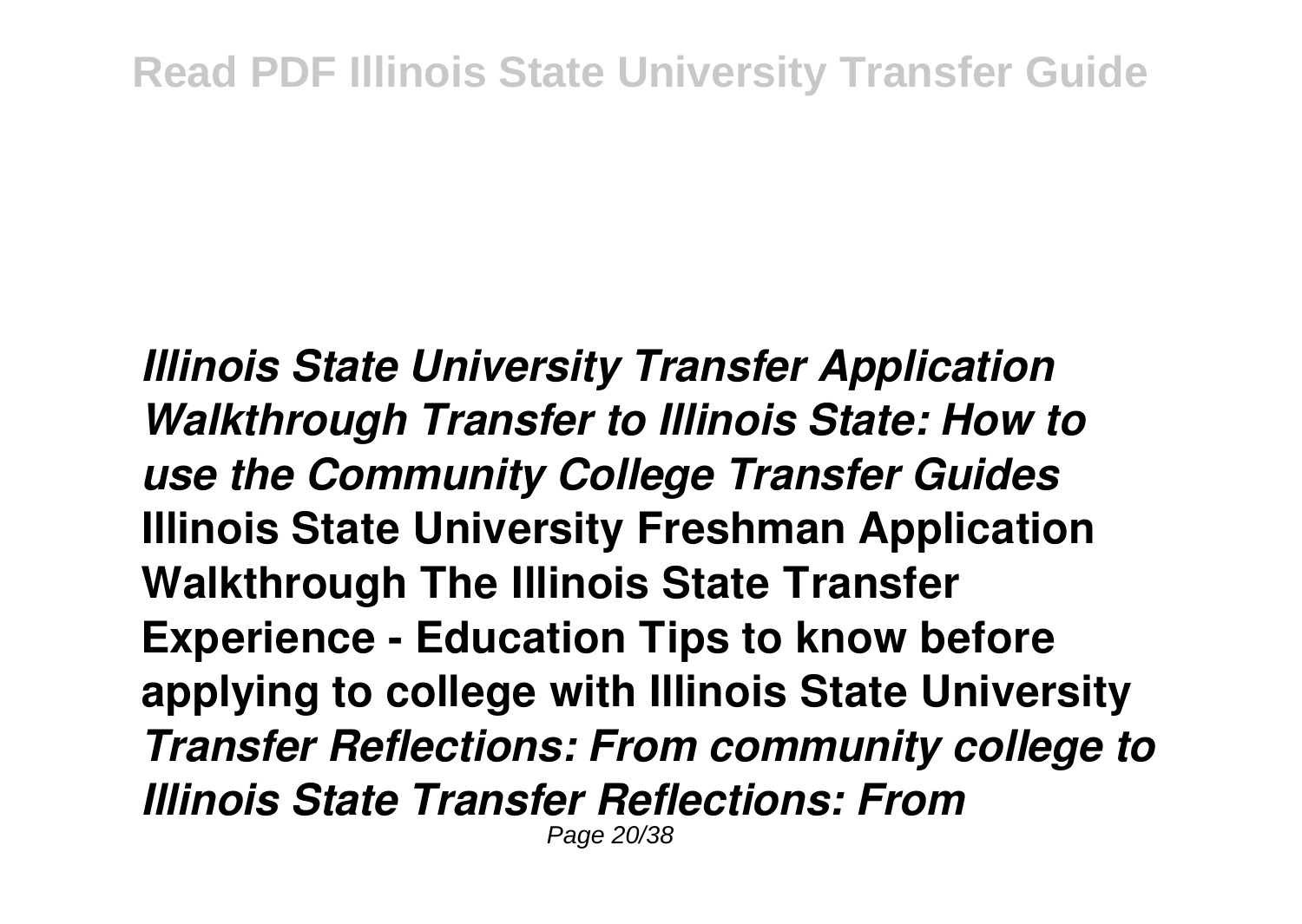***Illinois State University Transfer Application Walkthrough Transfer to Illinois State: How to use the Community College Transfer Guides*** **Illinois State University Freshman Application Walkthrough The Illinois State Transfer Experience - Education Tips to know before applying to college with Illinois State University** ***Transfer Reflections: From community college to Illinois State Transfer Reflections: From***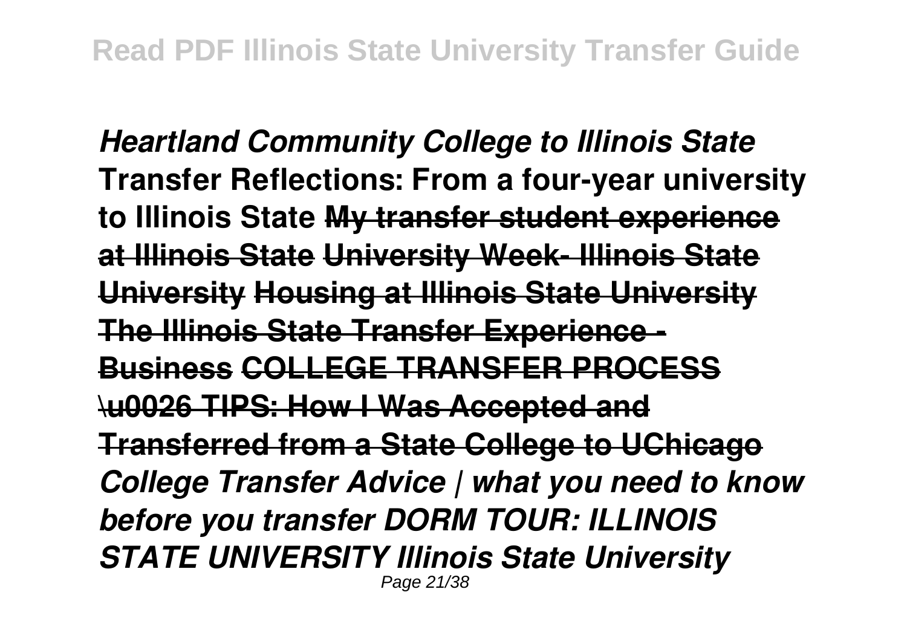***Heartland Community College to Illinois State*** **Transfer Reflections: From a four-year university to Illinois State** **My transfer student experience at Illinois State** **University Week- Illinois State University** **Housing at Illinois State University** **The Illinois State Transfer Experience - Business** **COLLEGE TRANSFER PROCESS \u0026 TIPS: How I Was Accepted and Transferred from a State College to UChicago** ***College Transfer Advice | what you need to know before you transfer*** ***DORM TOUR: ILLINOIS STATE UNIVERSITY*** ***Illinois State University***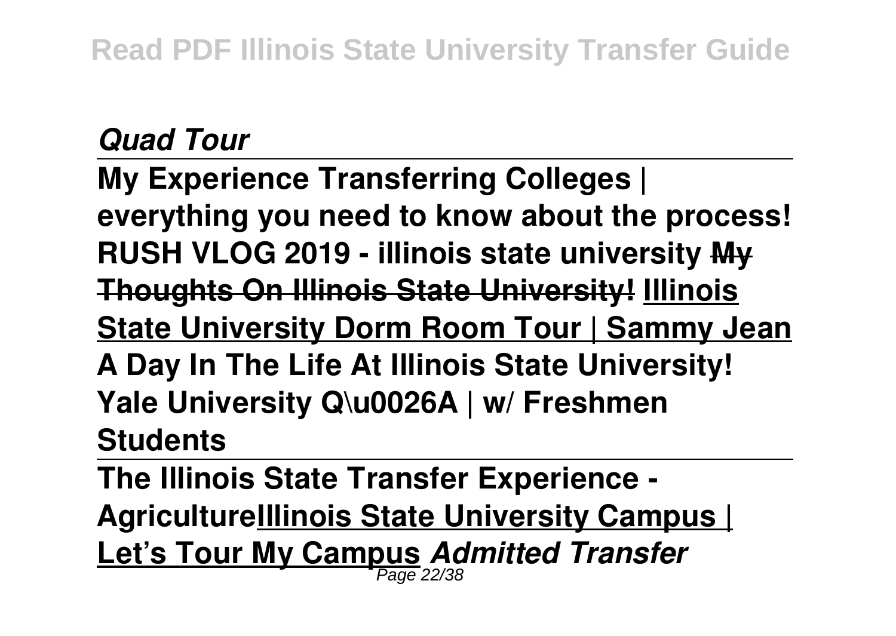*Quad Tour*

**My Experience Transferring Colleges | everything you need to know about the process! RUSH VLOG 2019 - illinois state university ~~My Thoughts On Illinois State University!~~ Illinois State University Dorm Room Tour | Sammy Jean A Day In The Life At Illinois State University! Yale University Q\u0026A | w/ Freshmen Students**

**The Illinois State Transfer Experience - AgricultureIllinois State University Campus | Let's Tour My Campus *Admitted Transfer***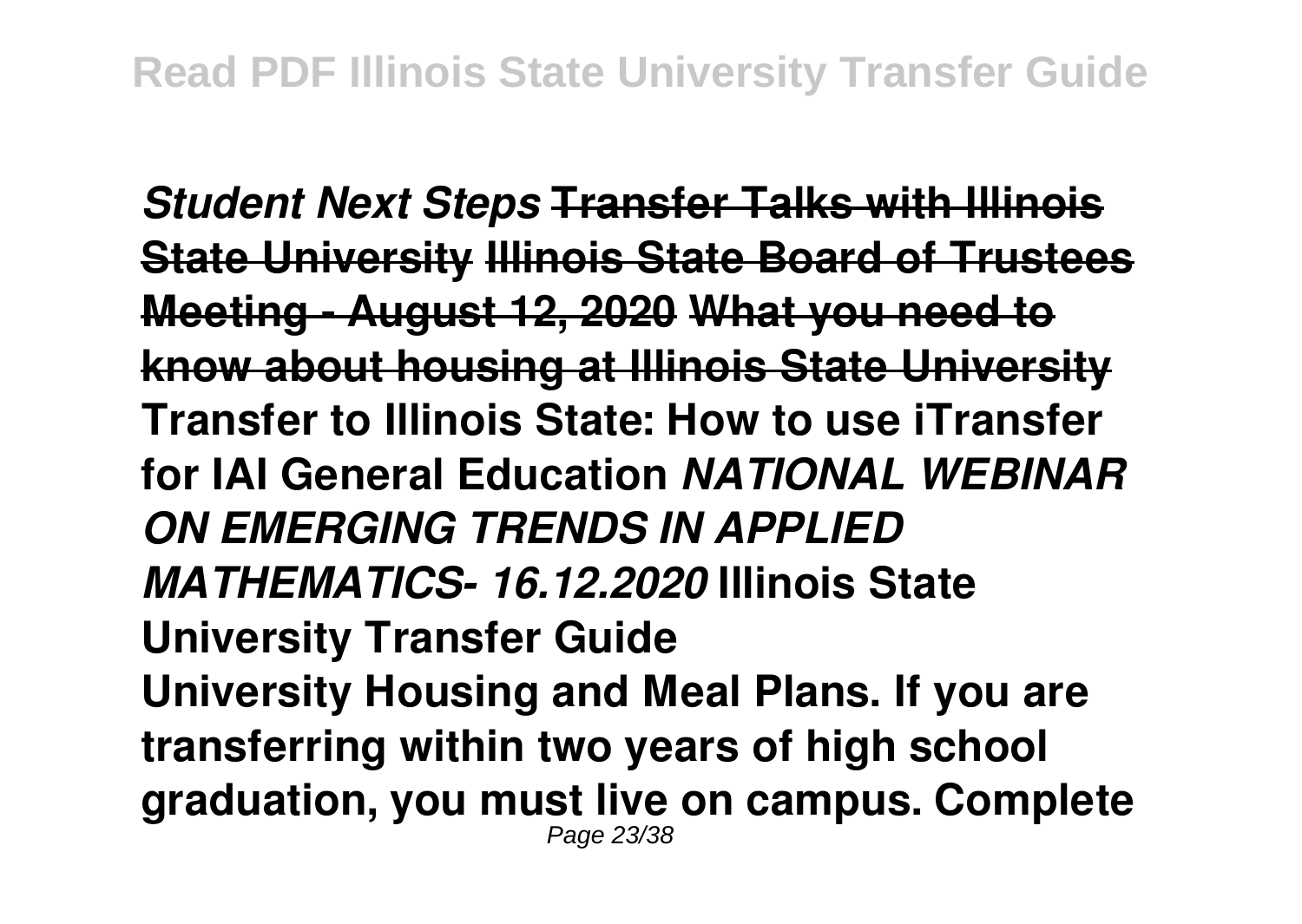***Student Next Steps*** **Transfer Talks with Illinois State University** **Illinois State Board of Trustees Meeting - August 12, 2020** **What you need to know about housing at Illinois State University** **Transfer to Illinois State: How to use iTransfer for IAI General Education** ***NATIONAL WEBINAR ON EMERGING TRENDS IN APPLIED MATHEMATICS- 16.12.2020*** **Illinois State University Transfer Guide**

**University Housing and Meal Plans. If you are transferring within two years of high school graduation, you must live on campus. Complete**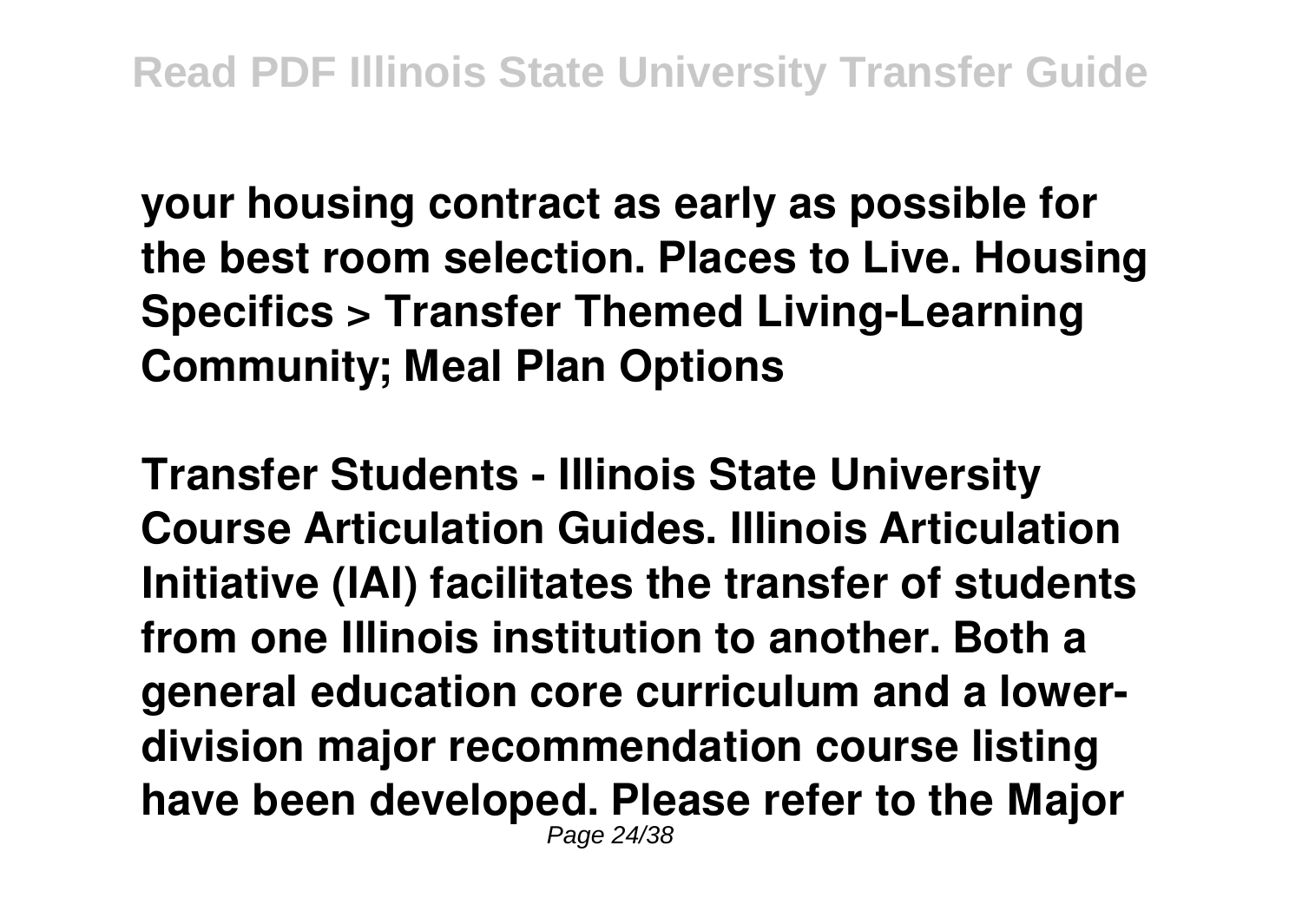**your housing contract as early as possible for the best room selection. Places to Live. Housing Specifics > Transfer Themed Living-Learning Community; Meal Plan Options**

**Transfer Students - Illinois State University Course Articulation Guides. Illinois Articulation Initiative (IAI) facilitates the transfer of students from one Illinois institution to another. Both a general education core curriculum and a lower-division major recommendation course listing have been developed. Please refer to the Major**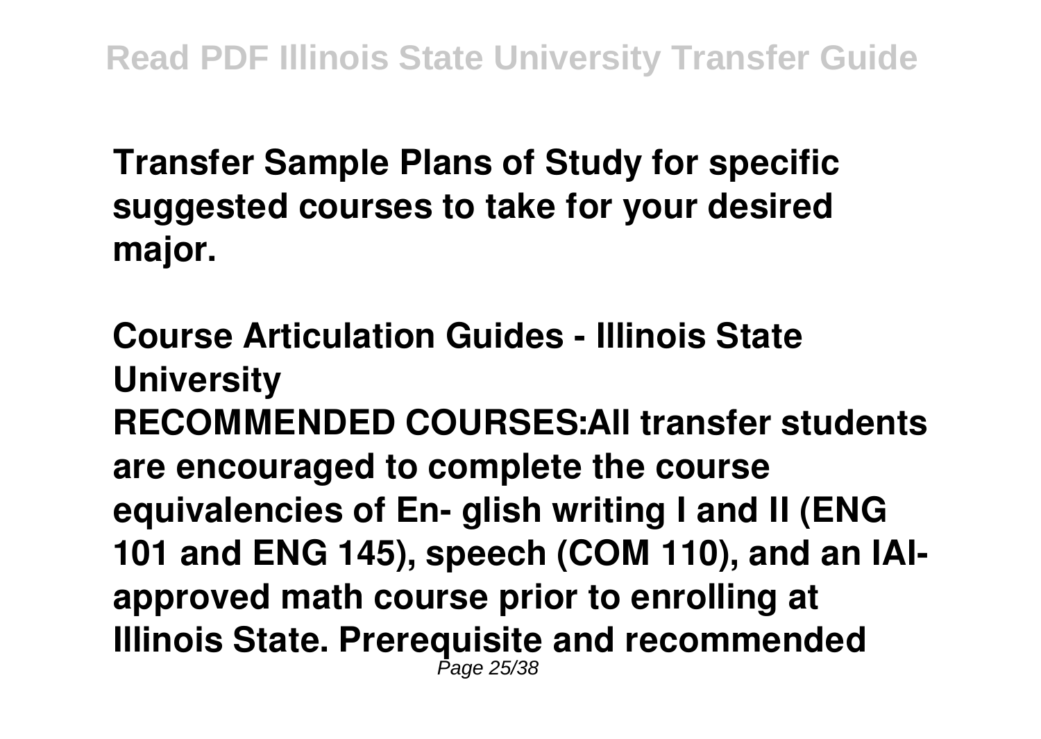**Transfer Sample Plans of Study for specific suggested courses to take for your desired major.**

**Course Articulation Guides - Illinois State University**

**RECOMMENDED COURSES:All transfer students are encouraged to complete the course equivalencies of En- glish writing I and II (ENG 101 and ENG 145), speech (COM 110), and an IAI-approved math course prior to enrolling at Illinois State. Prerequisite and recommended**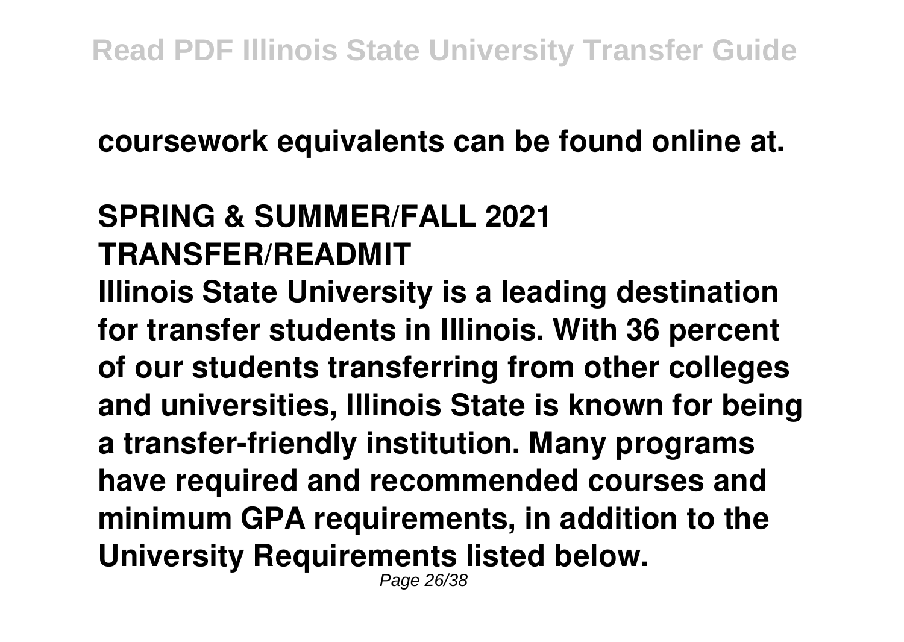**coursework equivalents can be found online at.**

## SPRING & SUMMER/FALL 2021 TRANSFER/READMIT

**Illinois State University is a leading destination for transfer students in Illinois. With 36 percent of our students transferring from other colleges and universities, Illinois State is known for being a transfer-friendly institution. Many programs have required and recommended courses and minimum GPA requirements, in addition to the University Requirements listed below.**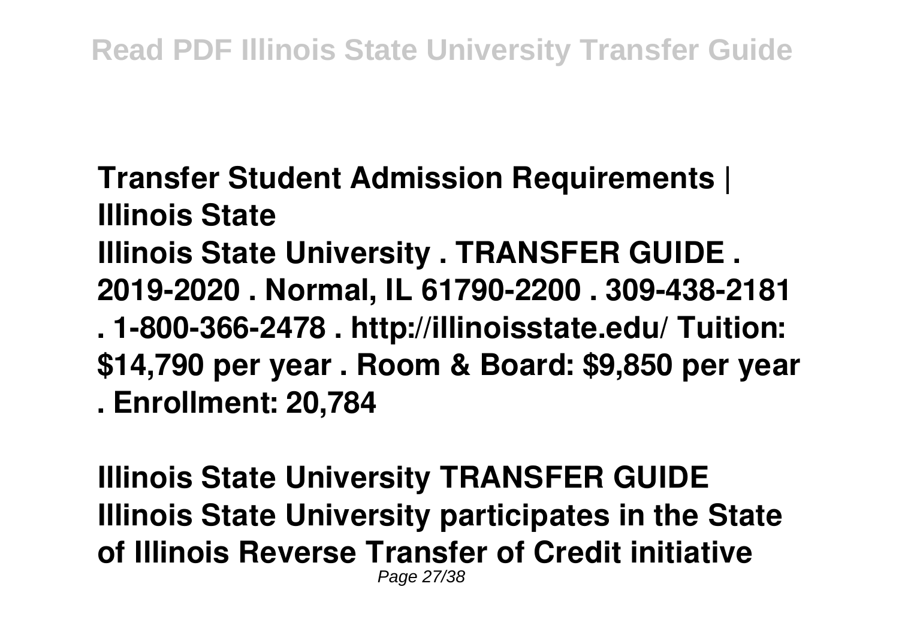**Transfer Student Admission Requirements | Illinois State**

**Illinois State University . TRANSFER GUIDE . 2019-2020 . Normal, IL 61790-2200 . 309-438-2181 . 1-800-366-2478 . http://illinoisstate.edu/ Tuition: $14,790 per year . Room & Board: $9,850 per year . Enrollment: 20,784**

**Illinois State University TRANSFER GUIDE**

**Illinois State University participates in the State of Illinois Reverse Transfer of Credit initiative**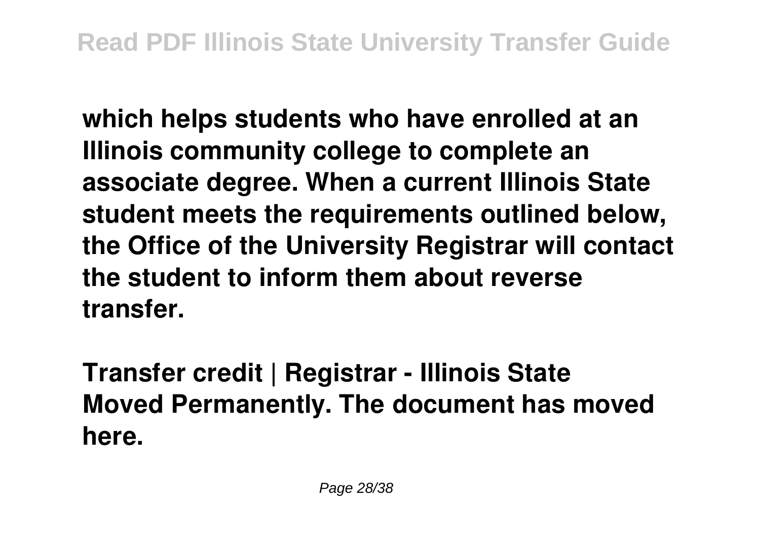**which helps students who have enrolled at an Illinois community college to complete an associate degree. When a current Illinois State student meets the requirements outlined below, the Office of the University Registrar will contact the student to inform them about reverse transfer.**

**Transfer credit | Registrar - Illinois State**
**Moved Permanently. The document has moved here.**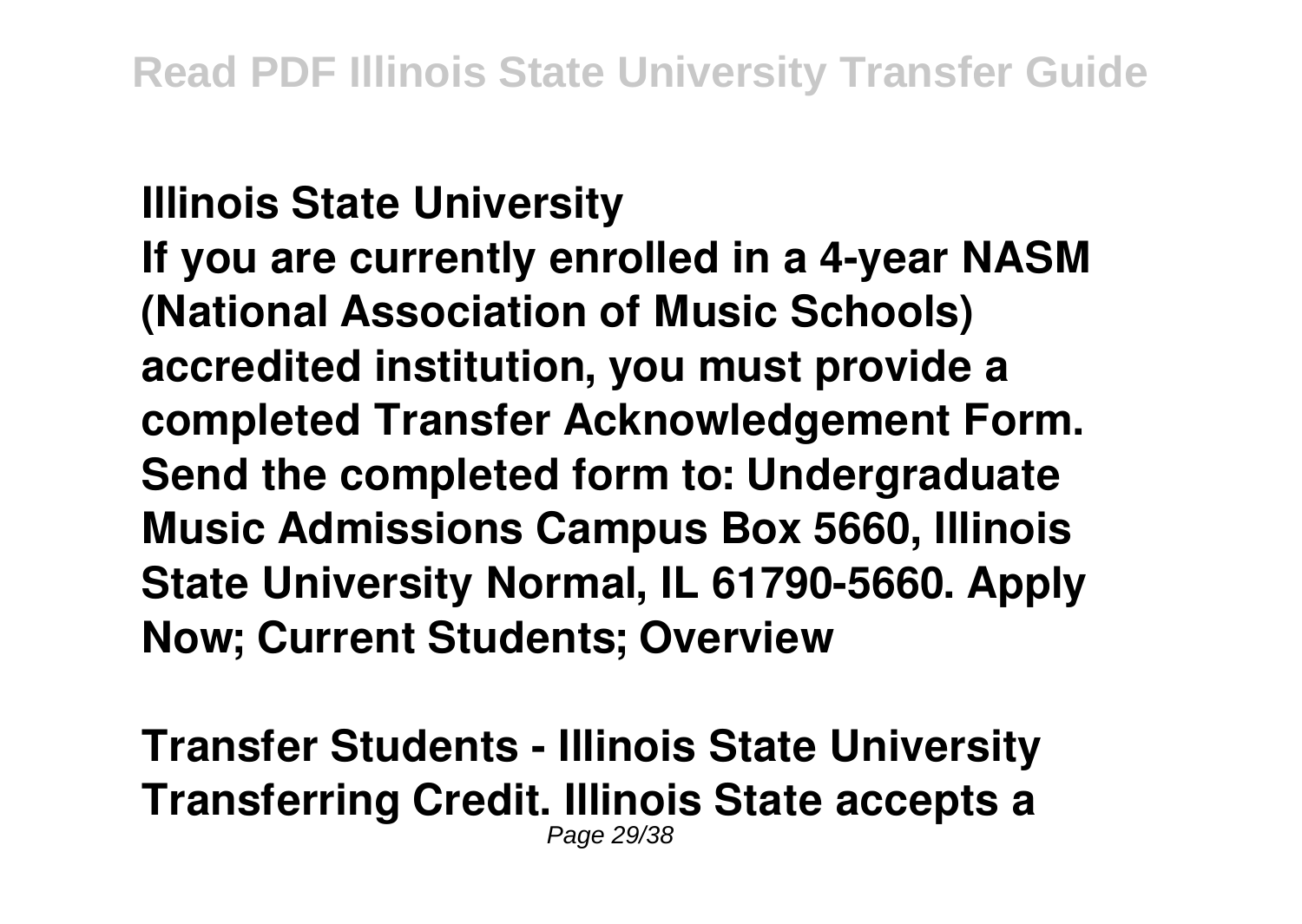**Illinois State University**

**If you are currently enrolled in a 4-year NASM (National Association of Music Schools) accredited institution, you must provide a completed Transfer Acknowledgement Form. Send the completed form to: Undergraduate Music Admissions Campus Box 5660, Illinois State University Normal, IL 61790-5660. Apply Now; Current Students; Overview**

**Transfer Students - Illinois State University**

**Transferring Credit. Illinois State accepts a**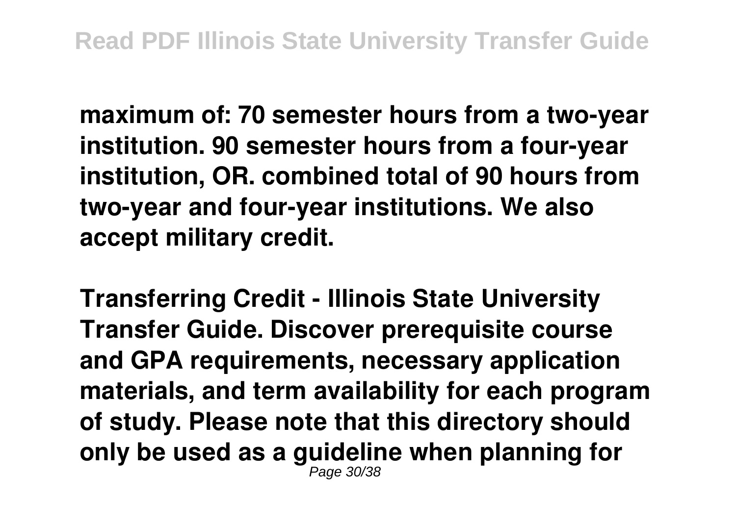**maximum of: 70 semester hours from a two-year institution. 90 semester hours from a four-year institution, OR. combined total of 90 hours from two-year and four-year institutions. We also accept military credit.**

**Transferring Credit - Illinois State University Transfer Guide. Discover prerequisite course and GPA requirements, necessary application materials, and term availability for each program of study. Please note that this directory should only be used as a guideline when planning for**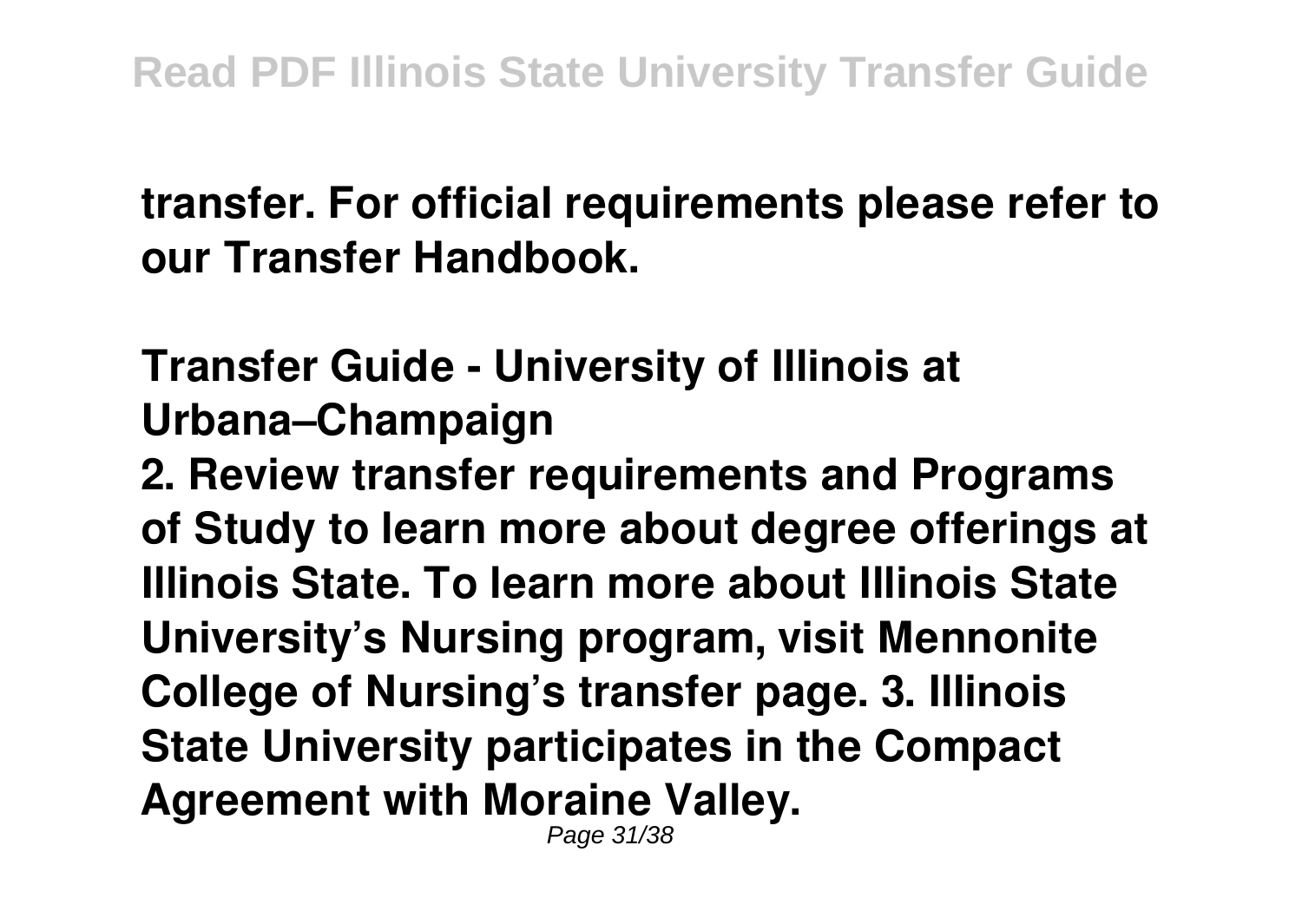**transfer. For official requirements please refer to our Transfer Handbook.**

**Transfer Guide - University of Illinois at Urbana–Champaign**

**2. Review transfer requirements and Programs of Study to learn more about degree offerings at Illinois State. To learn more about Illinois State University's Nursing program, visit Mennonite College of Nursing's transfer page. 3. Illinois State University participates in the Compact Agreement with Moraine Valley.**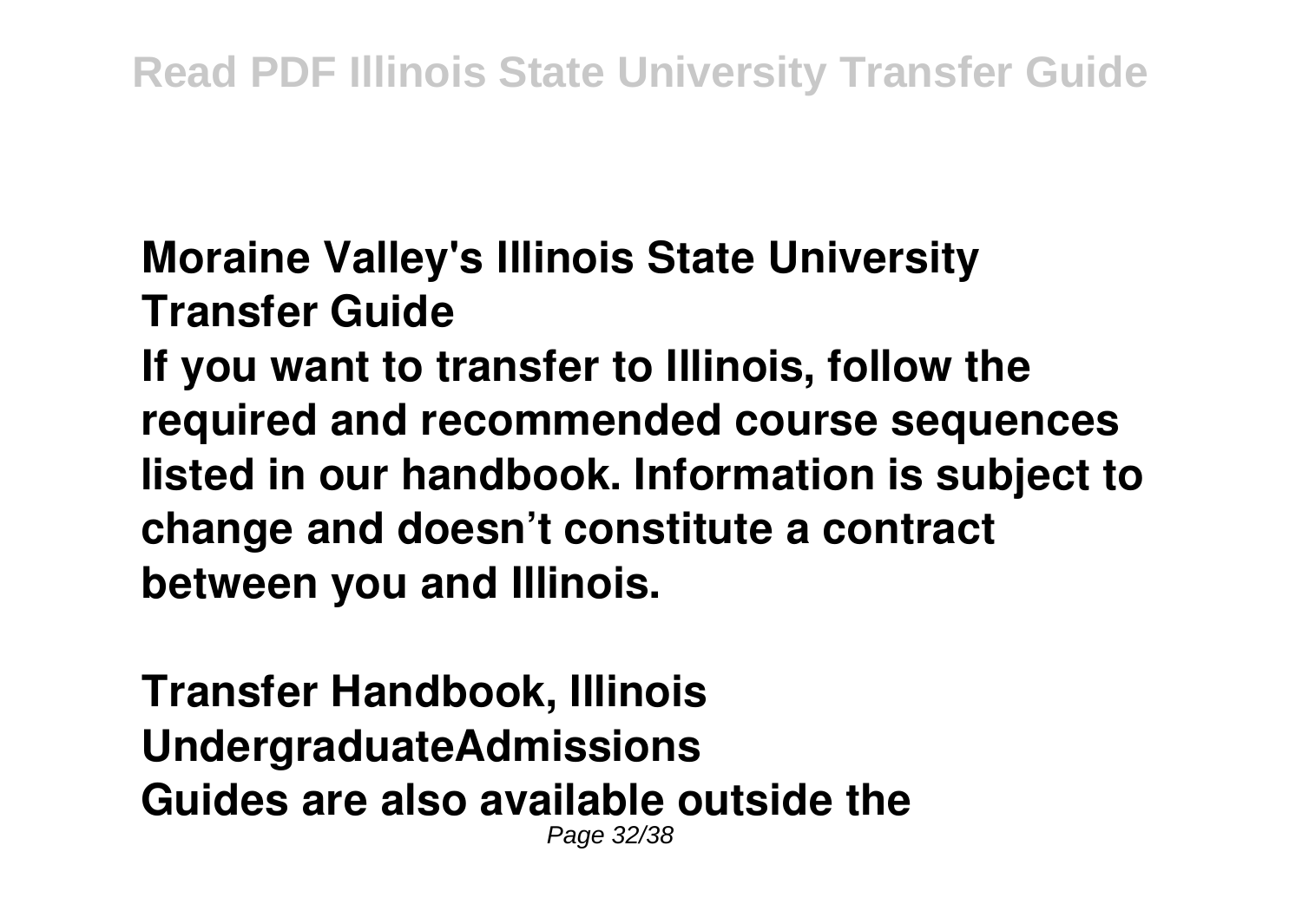**Moraine Valley's Illinois State University Transfer Guide**

**If you want to transfer to Illinois, follow the required and recommended course sequences listed in our handbook. Information is subject to change and doesn't constitute a contract between you and Illinois.**

**Transfer Handbook, Illinois UndergraduateAdmissions**

**Guides are also available outside the**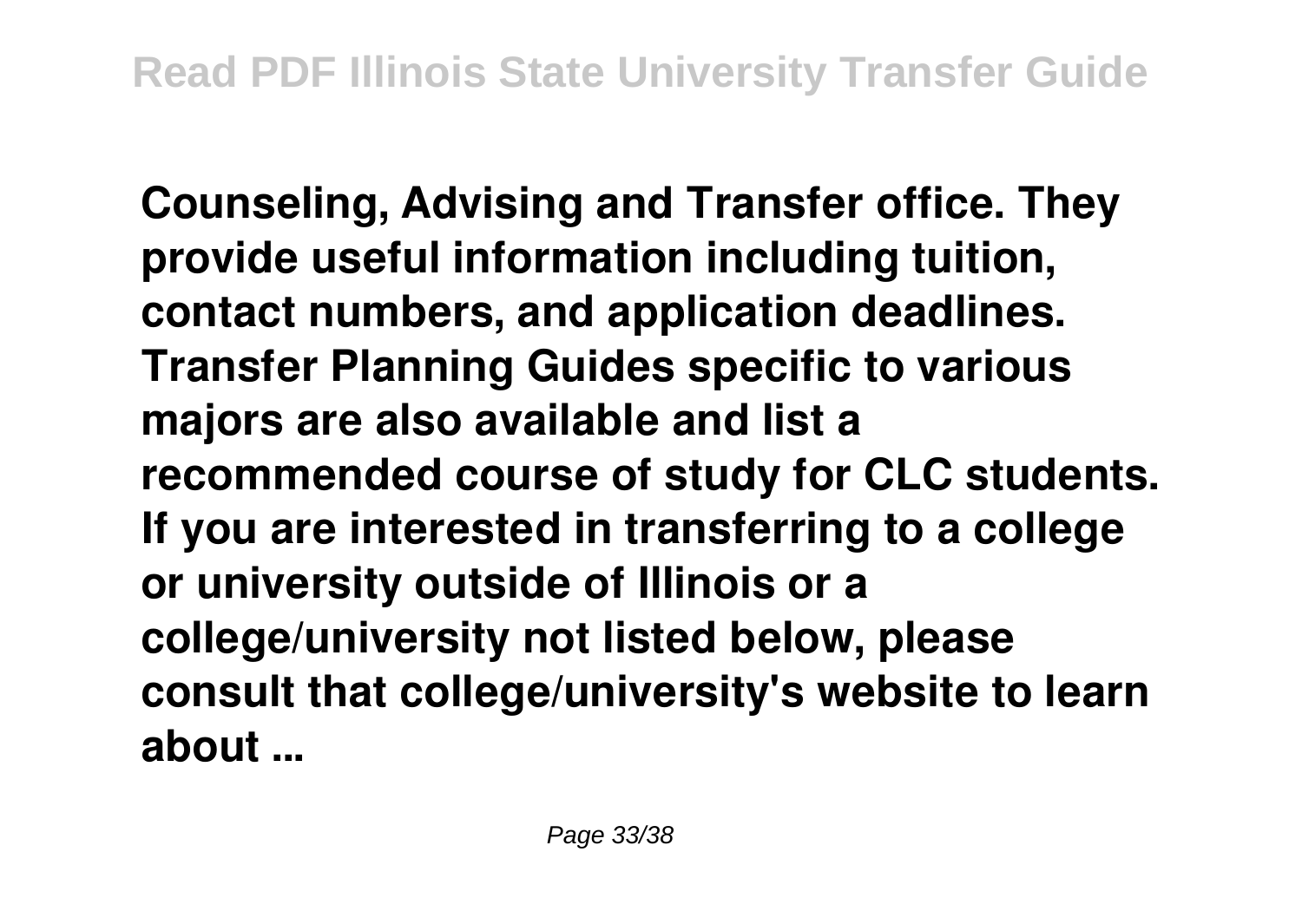**Counseling, Advising and Transfer office. They provide useful information including tuition, contact numbers, and application deadlines. Transfer Planning Guides specific to various majors are also available and list a recommended course of study for CLC students. If you are interested in transferring to a college or university outside of Illinois or a college/university not listed below, please consult that college/university's website to learn about ...**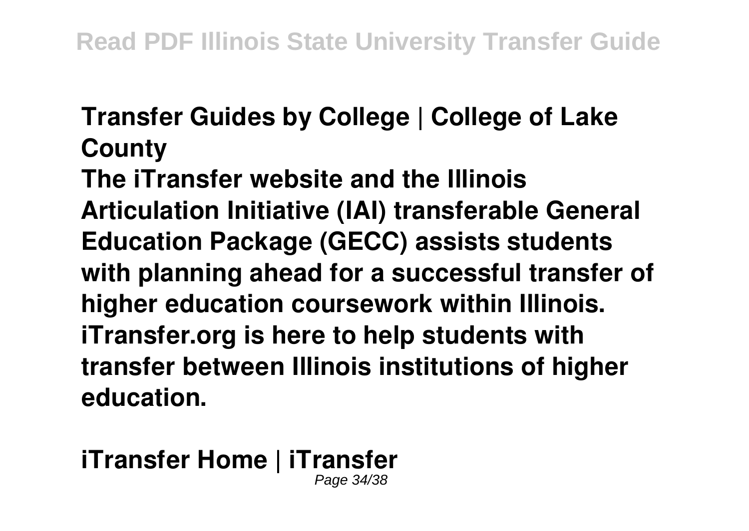**Transfer Guides by College | College of Lake County**

**The iTransfer website and the Illinois Articulation Initiative (IAI) transferable General Education Package (GECC) assists students with planning ahead for a successful transfer of higher education coursework within Illinois. iTransfer.org is here to help students with transfer between Illinois institutions of higher education.**

**iTransfer Home | iTransfer**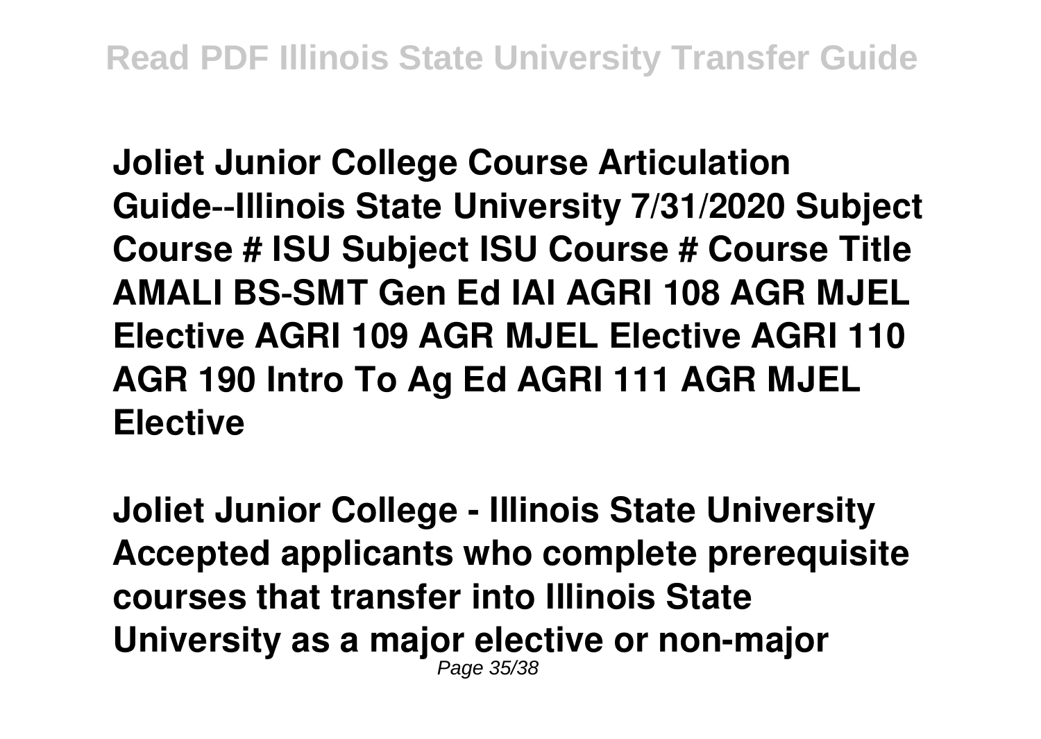**Joliet Junior College Course Articulation Guide--Illinois State University 7/31/2020 Subject Course # ISU Subject ISU Course # Course Title AMALI BS-SMT Gen Ed IAI AGRI 108 AGR MJEL Elective AGRI 109 AGR MJEL Elective AGRI 110 AGR 190 Intro To Ag Ed AGRI 111 AGR MJEL Elective**

**Joliet Junior College - Illinois State University Accepted applicants who complete prerequisite courses that transfer into Illinois State University as a major elective or non-major**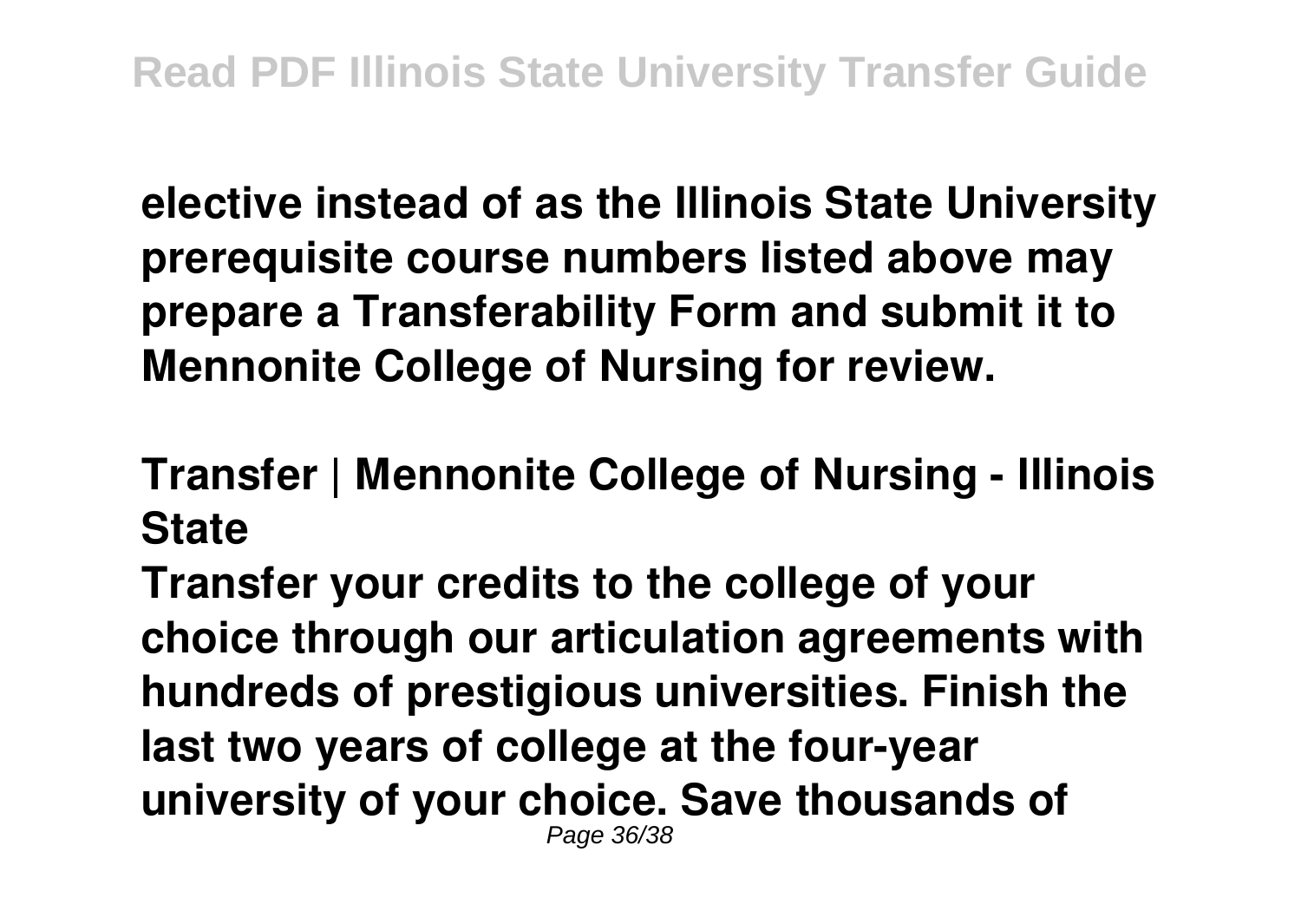**elective instead of as the Illinois State University prerequisite course numbers listed above may prepare a Transferability Form and submit it to Mennonite College of Nursing for review.**

## Transfer | Mennonite College of Nursing - Illinois State

**Transfer your credits to the college of your choice through our articulation agreements with hundreds of prestigious universities. Finish the last two years of college at the four-year university of your choice. Save thousands of**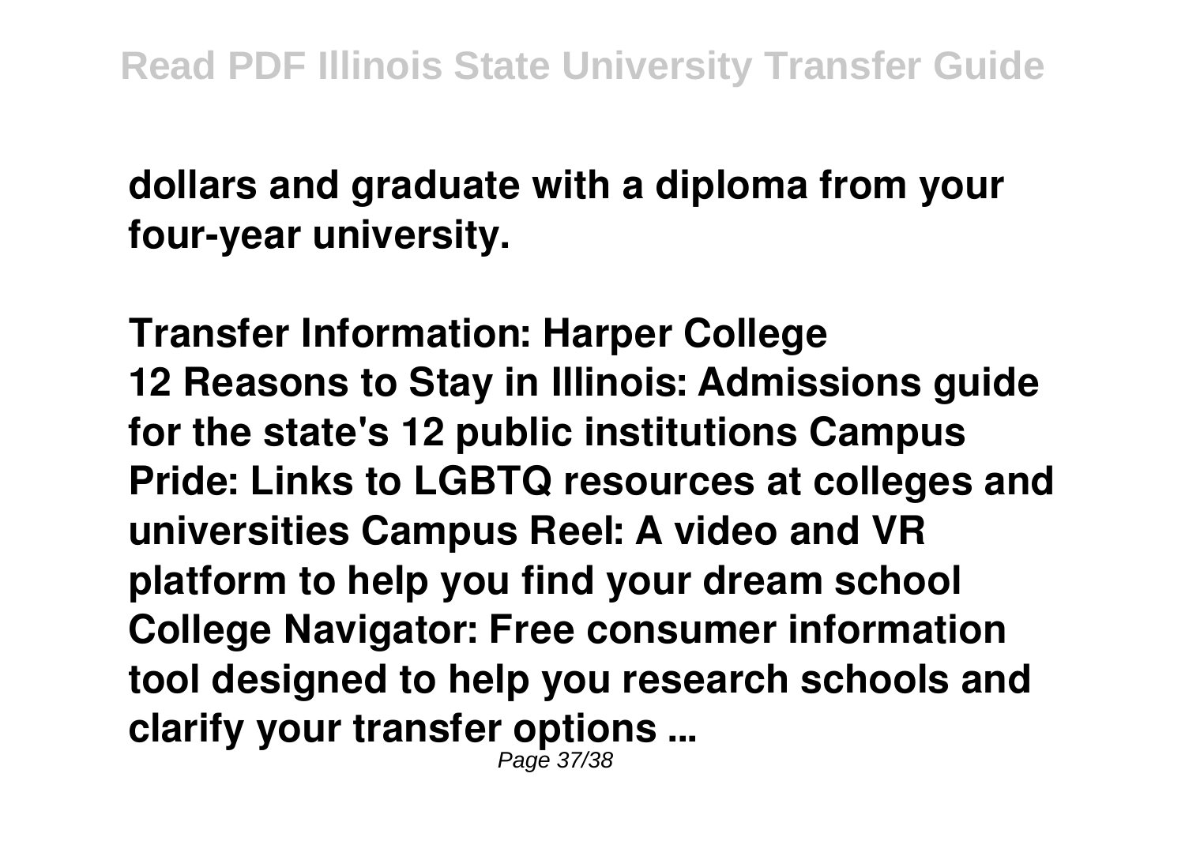**dollars and graduate with a diploma from your four-year university.**

**Transfer Information: Harper College**
**12 Reasons to Stay in Illinois: Admissions guide for the state's 12 public institutions Campus Pride: Links to LGBTQ resources at colleges and universities Campus Reel: A video and VR platform to help you find your dream school College Navigator: Free consumer information tool designed to help you research schools and clarify your transfer options ...**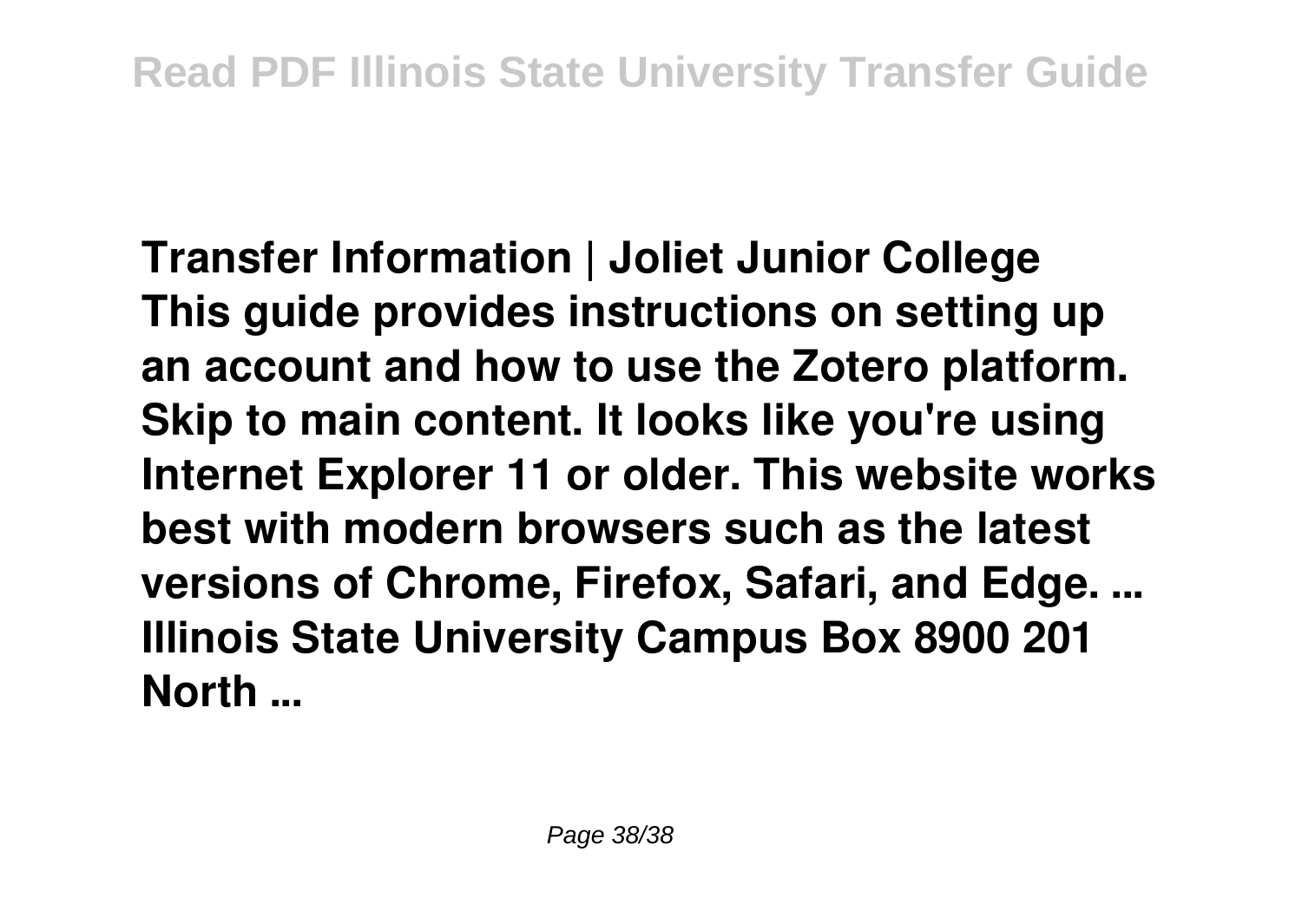**Transfer Information | Joliet Junior College**
**This guide provides instructions on setting up an account and how to use the Zotero platform. Skip to main content. It looks like you're using Internet Explorer 11 or older. This website works best with modern browsers such as the latest versions of Chrome, Firefox, Safari, and Edge. ... Illinois State University Campus Box 8900 201 North ...**